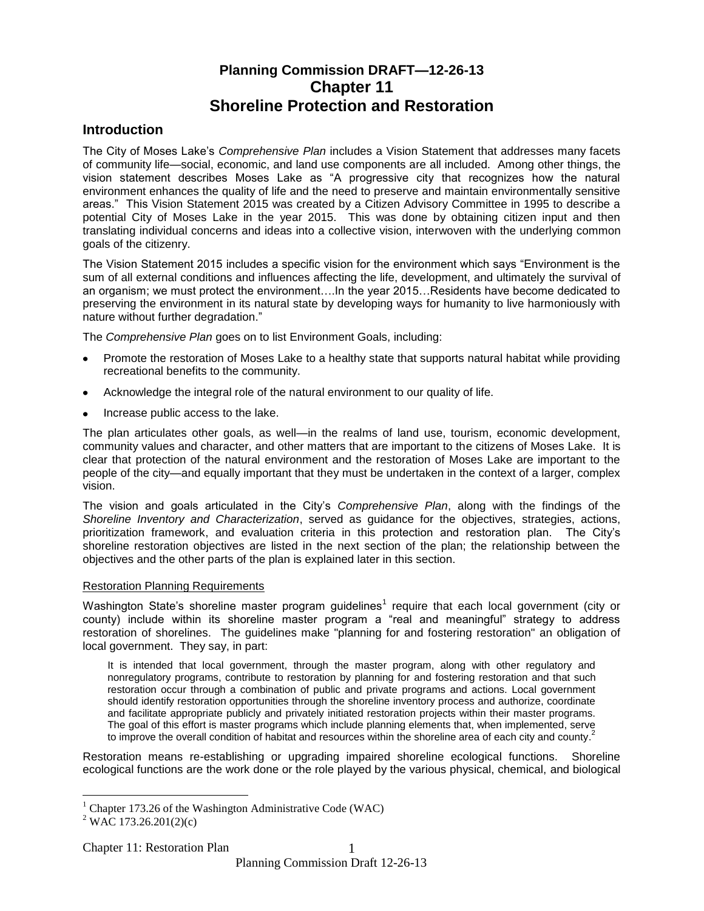# Planning Commission DRAFT—12-26-13
# Chapter 11
# Shoreline Protection and Restoration

## Introduction

The City of Moses Lake's *Comprehensive Plan* includes a Vision Statement that addresses many facets of community life—social, economic, and land use components are all included. Among other things, the vision statement describes Moses Lake as "A progressive city that recognizes how the natural environment enhances the quality of life and the need to preserve and maintain environmentally sensitive areas." This Vision Statement 2015 was created by a Citizen Advisory Committee in 1995 to describe a potential City of Moses Lake in the year 2015. This was done by obtaining citizen input and then translating individual concerns and ideas into a collective vision, interwoven with the underlying common goals of the citizenry.

The Vision Statement 2015 includes a specific vision for the environment which says "Environment is the sum of all external conditions and influences affecting the life, development, and ultimately the survival of an organism; we must protect the environment….In the year 2015…Residents have become dedicated to preserving the environment in its natural state by developing ways for humanity to live harmoniously with nature without further degradation."

The *Comprehensive Plan* goes on to list Environment Goals, including:

- Promote the restoration of Moses Lake to a healthy state that supports natural habitat while providing recreational benefits to the community.
- Acknowledge the integral role of the natural environment to our quality of life.
- Increase public access to the lake.

The plan articulates other goals, as well—in the realms of land use, tourism, economic development, community values and character, and other matters that are important to the citizens of Moses Lake. It is clear that protection of the natural environment and the restoration of Moses Lake are important to the people of the city—and equally important that they must be undertaken in the context of a larger, complex vision.

The vision and goals articulated in the City's *Comprehensive Plan*, along with the findings of the *Shoreline Inventory and Characterization*, served as guidance for the objectives, strategies, actions, prioritization framework, and evaluation criteria in this protection and restoration plan. The City's shoreline restoration objectives are listed in the next section of the plan; the relationship between the objectives and the other parts of the plan is explained later in this section.

### Restoration Planning Requirements

Washington State's shoreline master program guidelines[1] require that each local government (city or county) include within its shoreline master program a "real and meaningful" strategy to address restoration of shorelines. The guidelines make "planning for and fostering restoration" an obligation of local government. They say, in part:

> It is intended that local government, through the master program, along with other regulatory and nonregulatory programs, contribute to restoration by planning for and fostering restoration and that such restoration occur through a combination of public and private programs and actions. Local government should identify restoration opportunities through the shoreline inventory process and authorize, coordinate and facilitate appropriate publicly and privately initiated restoration projects within their master programs. The goal of this effort is master programs which include planning elements that, when implemented, serve to improve the overall condition of habitat and resources within the shoreline area of each city and county.[2]

Restoration means re-establishing or upgrading impaired shoreline ecological functions. Shoreline ecological functions are the work done or the role played by the various physical, chemical, and biological

---

[1] Chapter 173.26 of the Washington Administrative Code (WAC)

[2] WAC 173.26.201(2)(c)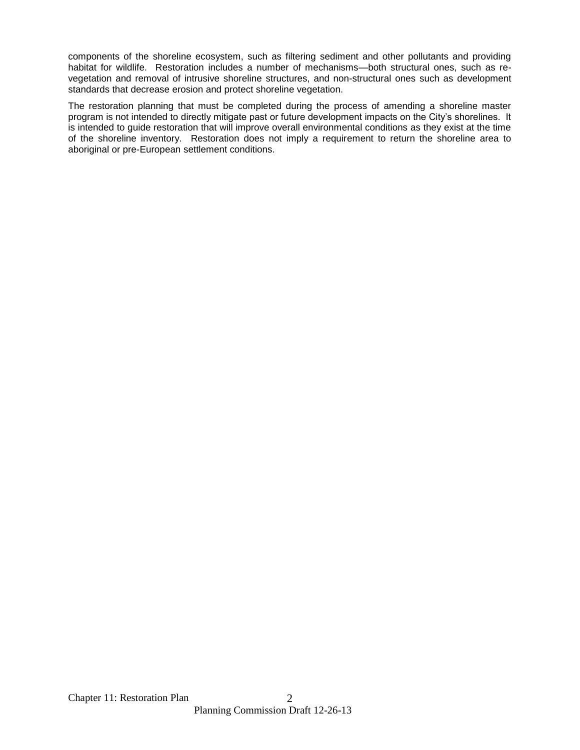components of the shoreline ecosystem, such as filtering sediment and other pollutants and providing habitat for wildlife. Restoration includes a number of mechanisms—both structural ones, such as re-vegetation and removal of intrusive shoreline structures, and non-structural ones such as development standards that decrease erosion and protect shoreline vegetation.

The restoration planning that must be completed during the process of amending a shoreline master program is not intended to directly mitigate past or future development impacts on the City's shorelines. It is intended to guide restoration that will improve overall environmental conditions as they exist at the time of the shoreline inventory. Restoration does not imply a requirement to return the shoreline area to aboriginal or pre-European settlement conditions.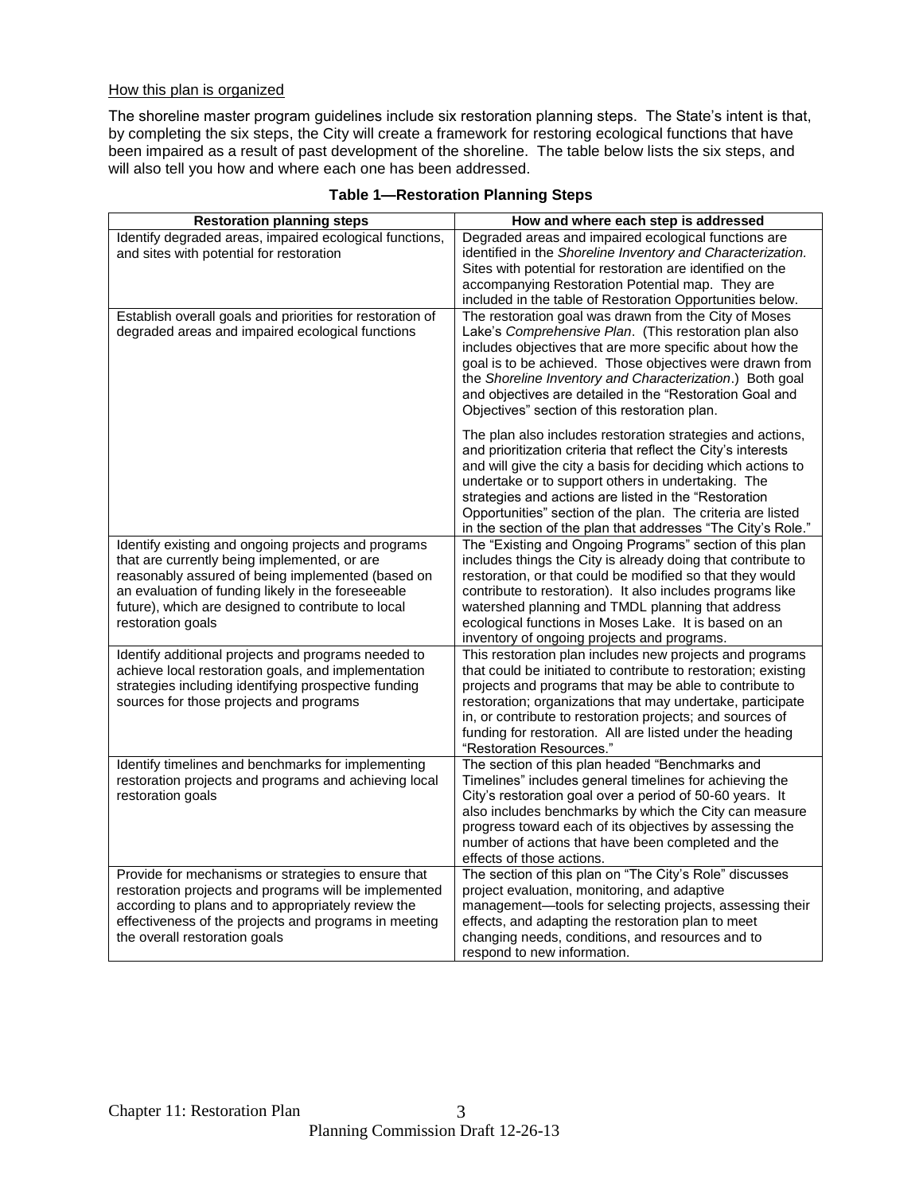How this plan is organized

The shoreline master program guidelines include six restoration planning steps. The State's intent is that, by completing the six steps, the City will create a framework for restoring ecological functions that have been impaired as a result of past development of the shoreline. The table below lists the six steps, and will also tell you how and where each one has been addressed.

**Table 1—Restoration Planning Steps**

| Restoration planning steps | How and where each step is addressed |
|---|---|
| Identify degraded areas, impaired ecological functions, and sites with potential for restoration | Degraded areas and impaired ecological functions are identified in the *Shoreline Inventory and Characterization.* Sites with potential for restoration are identified on the accompanying Restoration Potential map. They are included in the table of Restoration Opportunities below. |
| Establish overall goals and priorities for restoration of degraded areas and impaired ecological functions | The restoration goal was drawn from the City of Moses Lake's *Comprehensive Plan*. (This restoration plan also includes objectives that are more specific about how the goal is to be achieved. Those objectives were drawn from the *Shoreline Inventory and Characterization*.) Both goal and objectives are detailed in the "Restoration Goal and Objectives" section of this restoration plan.<br><br>The plan also includes restoration strategies and actions, and prioritization criteria that reflect the City's interests and will give the city a basis for deciding which actions to undertake or to support others in undertaking. The strategies and actions are listed in the "Restoration Opportunities" section of the plan. The criteria are listed in the section of the plan that addresses "The City's Role." |
| Identify existing and ongoing projects and programs that are currently being implemented, or are reasonably assured of being implemented (based on an evaluation of funding likely in the foreseeable future), which are designed to contribute to local restoration goals | The "Existing and Ongoing Programs" section of this plan includes things the City is already doing that contribute to restoration, or that could be modified so that they would contribute to restoration). It also includes programs like watershed planning and TMDL planning that address ecological functions in Moses Lake. It is based on an inventory of ongoing projects and programs. |
| Identify additional projects and programs needed to achieve local restoration goals, and implementation strategies including identifying prospective funding sources for those projects and programs | This restoration plan includes new projects and programs that could be initiated to contribute to restoration; existing projects and programs that may be able to contribute to restoration; organizations that may undertake, participate in, or contribute to restoration projects; and sources of funding for restoration. All are listed under the heading "Restoration Resources." |
| Identify timelines and benchmarks for implementing restoration projects and programs and achieving local restoration goals | The section of this plan headed "Benchmarks and Timelines" includes general timelines for achieving the City's restoration goal over a period of 50-60 years. It also includes benchmarks by which the City can measure progress toward each of its objectives by assessing the number of actions that have been completed and the effects of those actions. |
| Provide for mechanisms or strategies to ensure that restoration projects and programs will be implemented according to plans and to appropriately review the effectiveness of the projects and programs in meeting the overall restoration goals | The section of this plan on "The City's Role" discusses project evaluation, monitoring, and adaptive management—tools for selecting projects, assessing their effects, and adapting the restoration plan to meet changing needs, conditions, and resources and to respond to new information. |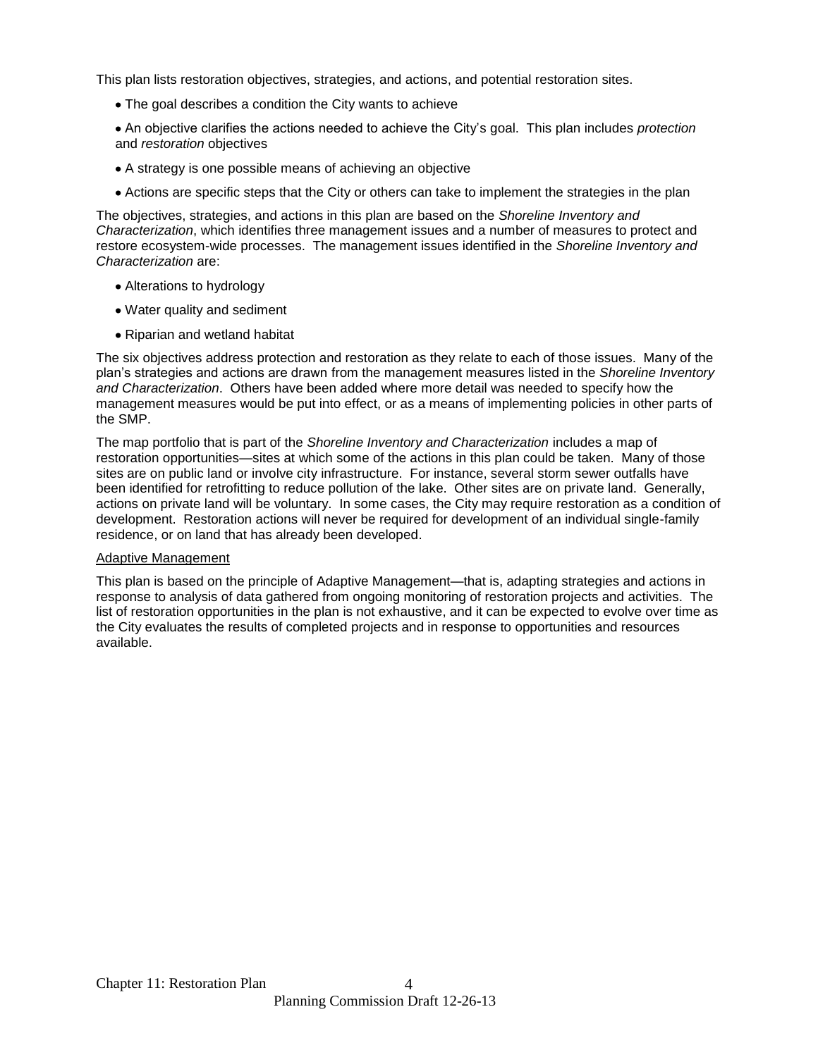This plan lists restoration objectives, strategies, and actions, and potential restoration sites.

- The goal describes a condition the City wants to achieve
- An objective clarifies the actions needed to achieve the City's goal. This plan includes *protection* and *restoration* objectives
- A strategy is one possible means of achieving an objective
- Actions are specific steps that the City or others can take to implement the strategies in the plan

The objectives, strategies, and actions in this plan are based on the *Shoreline Inventory and Characterization*, which identifies three management issues and a number of measures to protect and restore ecosystem-wide processes. The management issues identified in the *Shoreline Inventory and Characterization* are:

- Alterations to hydrology
- Water quality and sediment
- Riparian and wetland habitat

The six objectives address protection and restoration as they relate to each of those issues. Many of the plan's strategies and actions are drawn from the management measures listed in the *Shoreline Inventory and Characterization*. Others have been added where more detail was needed to specify how the management measures would be put into effect, or as a means of implementing policies in other parts of the SMP.

The map portfolio that is part of the *Shoreline Inventory and Characterization* includes a map of restoration opportunities—sites at which some of the actions in this plan could be taken. Many of those sites are on public land or involve city infrastructure. For instance, several storm sewer outfalls have been identified for retrofitting to reduce pollution of the lake. Other sites are on private land. Generally, actions on private land will be voluntary. In some cases, the City may require restoration as a condition of development. Restoration actions will never be required for development of an individual single-family residence, or on land that has already been developed.

<u>Adaptive Management</u>

This plan is based on the principle of Adaptive Management—that is, adapting strategies and actions in response to analysis of data gathered from ongoing monitoring of restoration projects and activities. The list of restoration opportunities in the plan is not exhaustive, and it can be expected to evolve over time as the City evaluates the results of completed projects and in response to opportunities and resources available.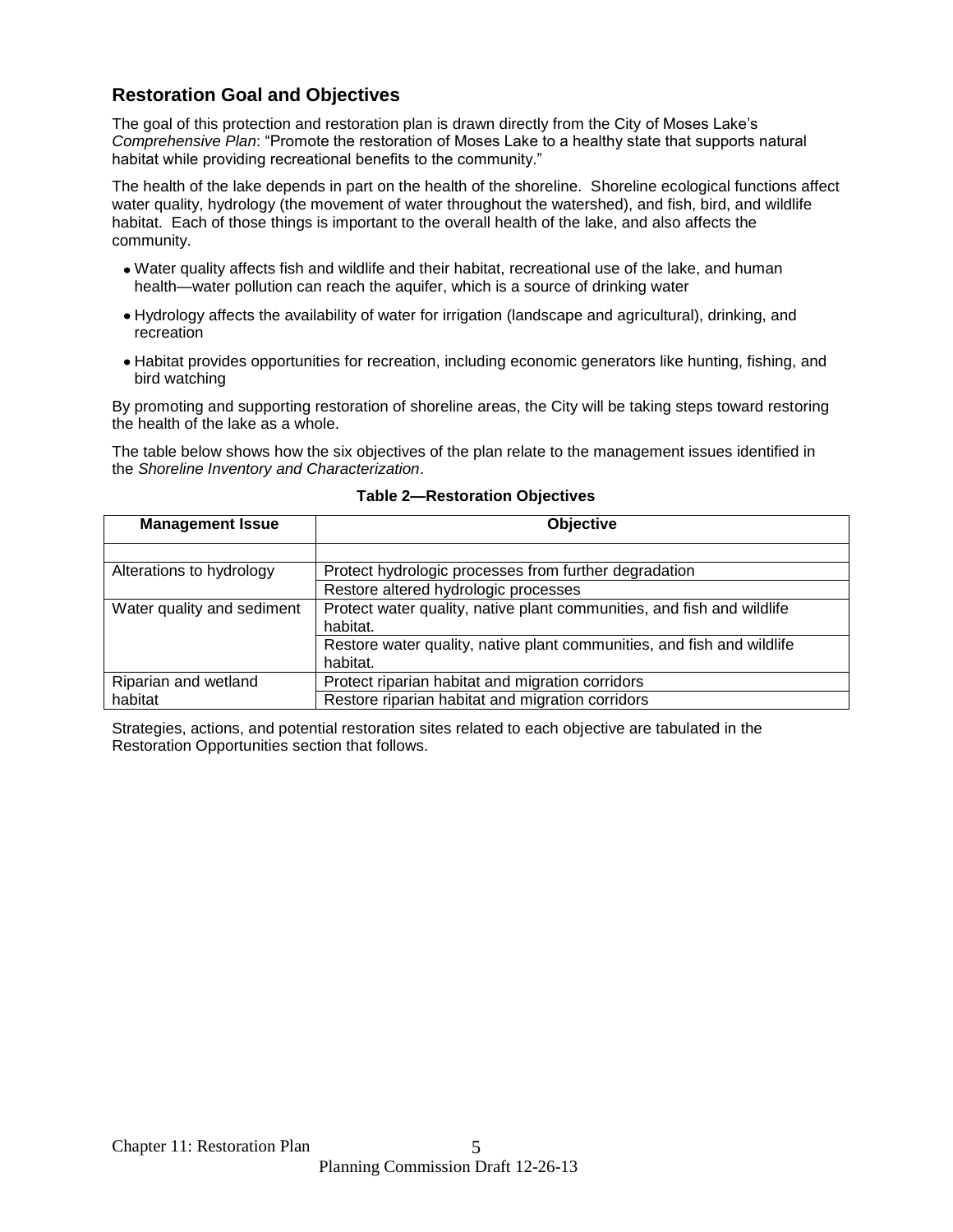## Restoration Goal and Objectives

The goal of this protection and restoration plan is drawn directly from the City of Moses Lake's *Comprehensive Plan*: "Promote the restoration of Moses Lake to a healthy state that supports natural habitat while providing recreational benefits to the community."

The health of the lake depends in part on the health of the shoreline. Shoreline ecological functions affect water quality, hydrology (the movement of water throughout the watershed), and fish, bird, and wildlife habitat. Each of those things is important to the overall health of the lake, and also affects the community.

- Water quality affects fish and wildlife and their habitat, recreational use of the lake, and human health—water pollution can reach the aquifer, which is a source of drinking water
- Hydrology affects the availability of water for irrigation (landscape and agricultural), drinking, and recreation
- Habitat provides opportunities for recreation, including economic generators like hunting, fishing, and bird watching

By promoting and supporting restoration of shoreline areas, the City will be taking steps toward restoring the health of the lake as a whole.

The table below shows how the six objectives of the plan relate to the management issues identified in the *Shoreline Inventory and Characterization*.

**Table 2—Restoration Objectives**

| Management Issue | Objective |
|---|---|
| | |
| Alterations to hydrology | Protect hydrologic processes from further degradation |
| | Restore altered hydrologic processes |
| Water quality and sediment | Protect water quality, native plant communities, and fish and wildlife habitat. |
| | Restore water quality, native plant communities, and fish and wildlife habitat. |
| Riparian and wetland habitat | Protect riparian habitat and migration corridors |
| | Restore riparian habitat and migration corridors |

Strategies, actions, and potential restoration sites related to each objective are tabulated in the Restoration Opportunities section that follows.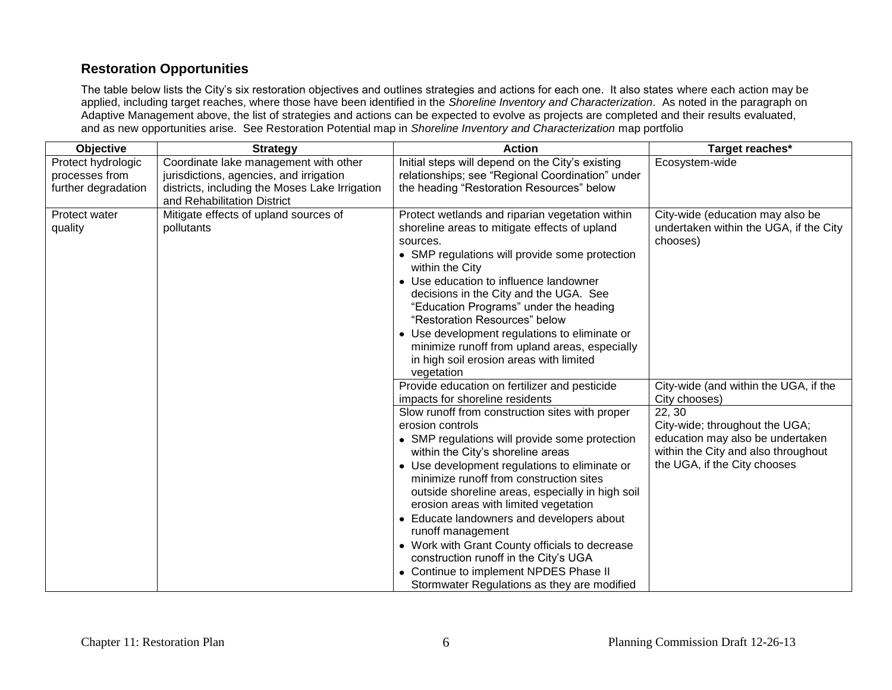### Restoration Opportunities

The table below lists the City's six restoration objectives and outlines strategies and actions for each one. It also states where each action may be applied, including target reaches, where those have been identified in the *Shoreline Inventory and Characterization*. As noted in the paragraph on Adaptive Management above, the list of strategies and actions can be expected to evolve as projects are completed and their results evaluated, and as new opportunities arise. See Restoration Potential map in *Shoreline Inventory and Characterization* map portfolio

| Objective | Strategy | Action | Target reaches* |
|---|---|---|---|
| Protect hydrologic processes from further degradation | Coordinate lake management with other jurisdictions, agencies, and irrigation districts, including the Moses Lake Irrigation and Rehabilitation District | Initial steps will depend on the City's existing relationships; see "Regional Coordination" under the heading "Restoration Resources" below | Ecosystem-wide |
| Protect water quality | Mitigate effects of upland sources of pollutants | Protect wetlands and riparian vegetation within shoreline areas to mitigate effects of upland sources.<br>• SMP regulations will provide some protection within the City<br>• Use education to influence landowner decisions in the City and the UGA. See "Education Programs" under the heading "Restoration Resources" below<br>• Use development regulations to eliminate or minimize runoff from upland areas, especially in high soil erosion areas with limited vegetation | City-wide (education may also be undertaken within the UGA, if the City chooses) |
| | | Provide education on fertilizer and pesticide impacts for shoreline residents | City-wide (and within the UGA, if the City chooses) |
| | | Slow runoff from construction sites with proper erosion controls<br>• SMP regulations will provide some protection within the City's shoreline areas<br>• Use development regulations to eliminate or minimize runoff from construction sites outside shoreline areas, especially in high soil erosion areas with limited vegetation<br>• Educate landowners and developers about runoff management<br>• Work with Grant County officials to decrease construction runoff in the City's UGA<br>• Continue to implement NPDES Phase II Stormwater Regulations as they are modified | 22, 30<br>City-wide; throughout the UGA; education may also be undertaken within the City and also throughout the UGA, if the City chooses |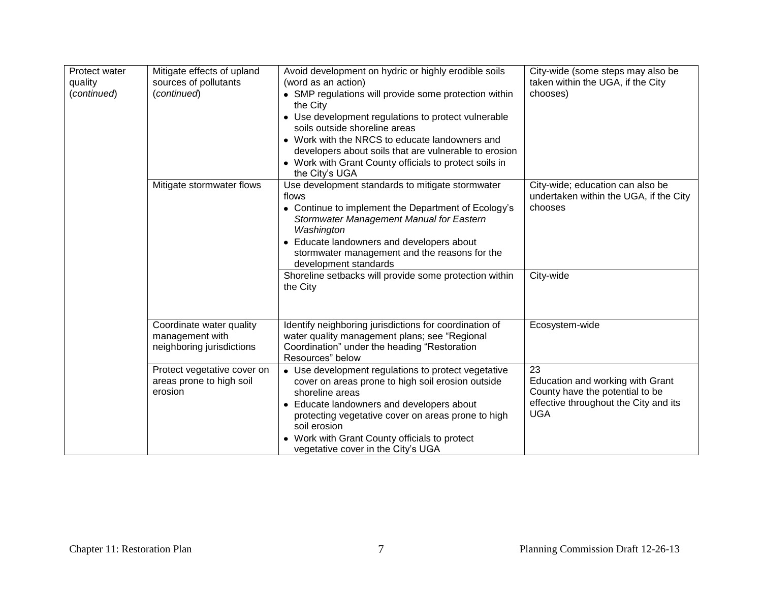| | | | |
|---|---|---|---|
| Protect water quality (*continued*) | Mitigate effects of upland sources of pollutants (*continued*) | Avoid development on hydric or highly erodible soils (word as an action)<br>• SMP regulations will provide some protection within the City<br>• Use development regulations to protect vulnerable soils outside shoreline areas<br>• Work with the NRCS to educate landowners and developers about soils that are vulnerable to erosion<br>• Work with Grant County officials to protect soils in the City's UGA | City-wide (some steps may also be taken within the UGA, if the City chooses) |
| | Mitigate stormwater flows | Use development standards to mitigate stormwater flows<br>• Continue to implement the Department of Ecology's *Stormwater Management Manual for Eastern Washington*<br>• Educate landowners and developers about stormwater management and the reasons for the development standards | City-wide; education can also be undertaken within the UGA, if the City chooses |
| | | Shoreline setbacks will provide some protection within the City | City-wide |
| | Coordinate water quality management with neighboring jurisdictions | Identify neighboring jurisdictions for coordination of water quality management plans; see "Regional Coordination" under the heading "Restoration Resources" below | Ecosystem-wide |
| | Protect vegetative cover on areas prone to high soil erosion | • Use development regulations to protect vegetative cover on areas prone to high soil erosion outside shoreline areas<br>• Educate landowners and developers about protecting vegetative cover on areas prone to high soil erosion<br>• Work with Grant County officials to protect vegetative cover in the City's UGA | 23<br>Education and working with Grant County have the potential to be effective throughout the City and its UGA |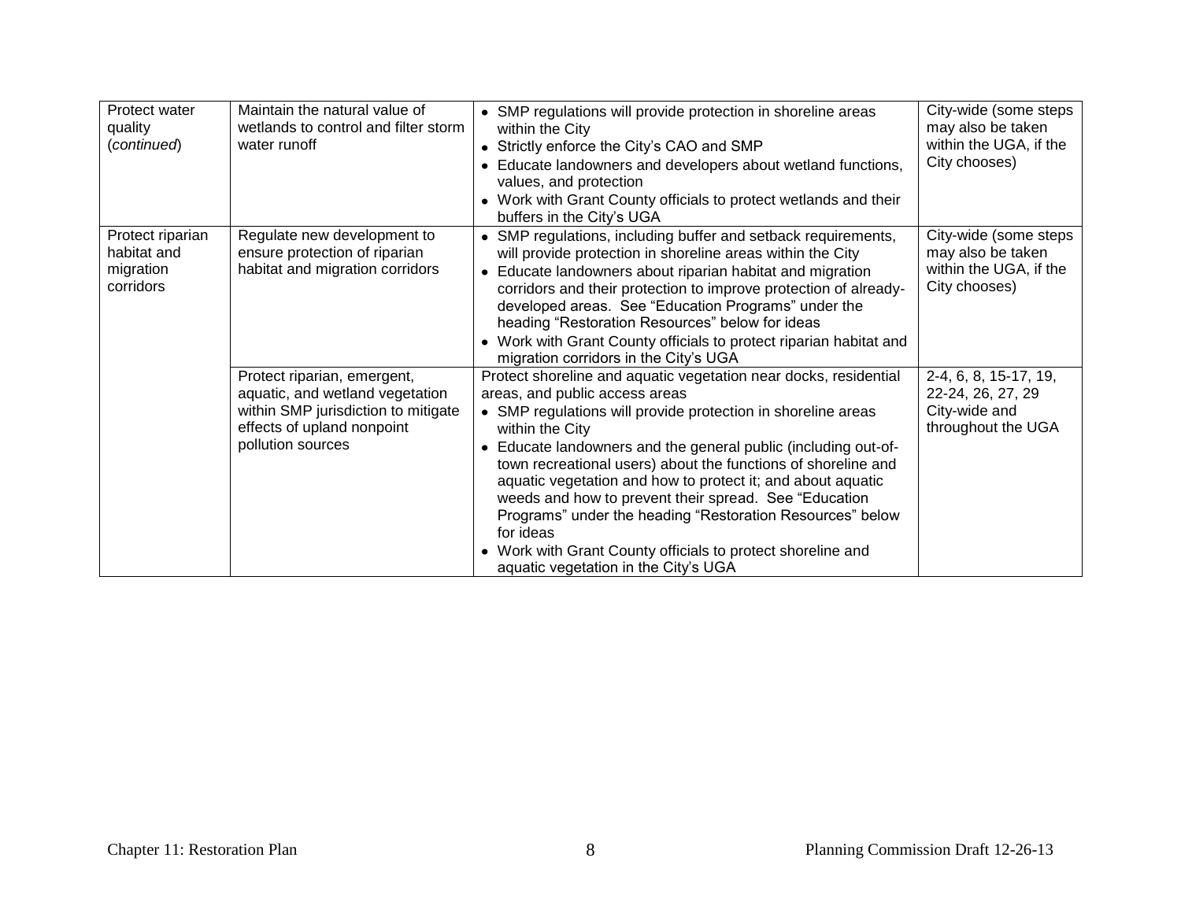| Protect water quality (*continued*) | Maintain the natural value of wetlands to control and filter storm water runoff | • SMP regulations will provide protection in shoreline areas within the City<br>• Strictly enforce the City's CAO and SMP<br>• Educate landowners and developers about wetland functions, values, and protection<br>• Work with Grant County officials to protect wetlands and their buffers in the City's UGA | City-wide (some steps may also be taken within the UGA, if the City chooses) |
|---|---|---|---|
| Protect riparian habitat and migration corridors | Regulate new development to ensure protection of riparian habitat and migration corridors | • SMP regulations, including buffer and setback requirements, will provide protection in shoreline areas within the City<br>• Educate landowners about riparian habitat and migration corridors and their protection to improve protection of already-developed areas. See "Education Programs" under the heading "Restoration Resources" below for ideas<br>• Work with Grant County officials to protect riparian habitat and migration corridors in the City's UGA | City-wide (some steps may also be taken within the UGA, if the City chooses) |
| | Protect riparian, emergent, aquatic, and wetland vegetation within SMP jurisdiction to mitigate effects of upland nonpoint pollution sources | Protect shoreline and aquatic vegetation near docks, residential areas, and public access areas<br>• SMP regulations will provide protection in shoreline areas within the City<br>• Educate landowners and the general public (including out-of-town recreational users) about the functions of shoreline and aquatic vegetation and how to protect it; and about aquatic weeds and how to prevent their spread. See "Education Programs" under the heading "Restoration Resources" below for ideas<br>• Work with Grant County officials to protect shoreline and aquatic vegetation in the City's UGA | 2-4, 6, 8, 15-17, 19, 22-24, 26, 27, 29 City-wide and throughout the UGA |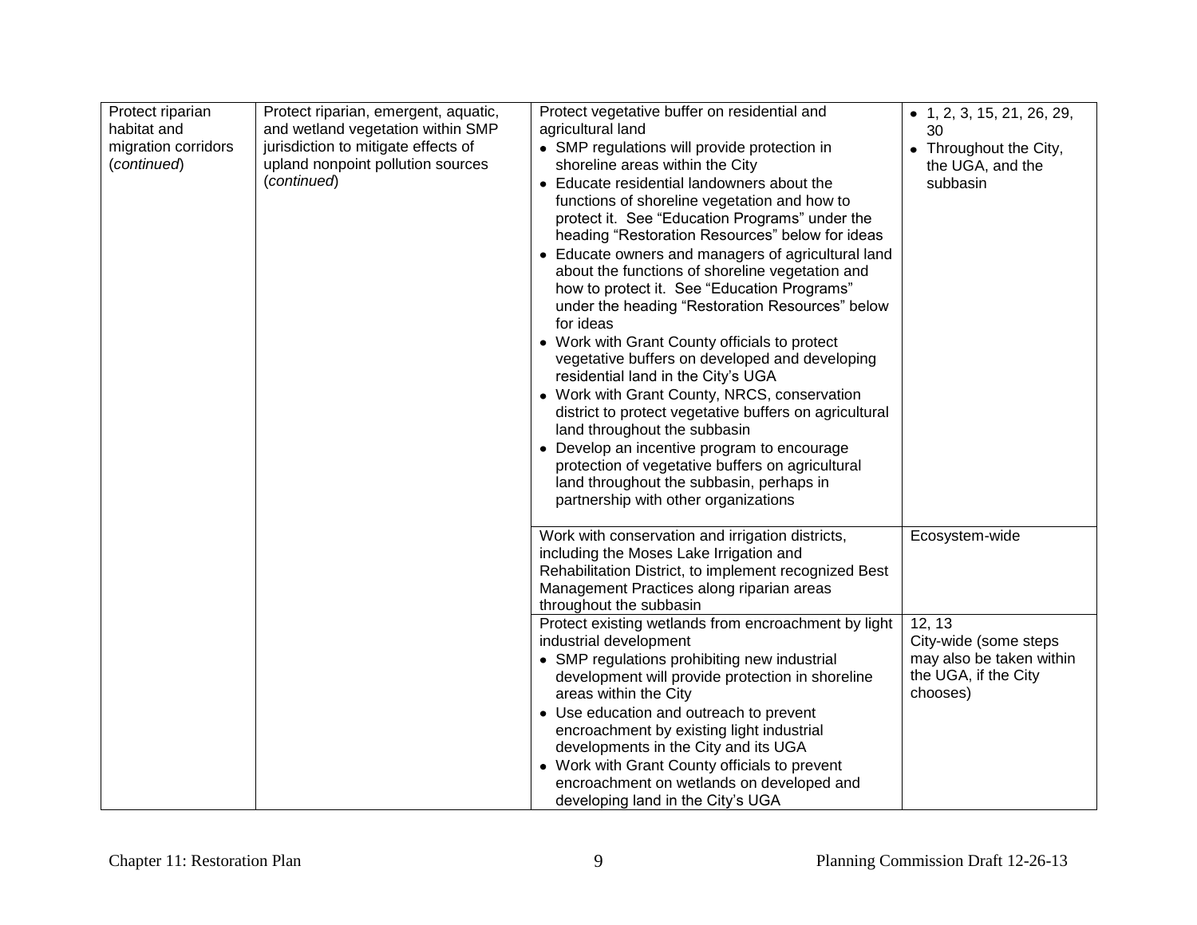| | | | |
|---|---|---|---|
| Protect riparian habitat and migration corridors (*continued*) | Protect riparian, emergent, aquatic, and wetland vegetation within SMP jurisdiction to mitigate effects of upland nonpoint pollution sources (*continued*) | Protect vegetative buffer on residential and agricultural land<br>• SMP regulations will provide protection in shoreline areas within the City<br>• Educate residential landowners about the functions of shoreline vegetation and how to protect it. See "Education Programs" under the heading "Restoration Resources" below for ideas<br>• Educate owners and managers of agricultural land about the functions of shoreline vegetation and how to protect it. See "Education Programs" under the heading "Restoration Resources" below for ideas<br>• Work with Grant County officials to protect vegetative buffers on developed and developing residential land in the City's UGA<br>• Work with Grant County, NRCS, conservation district to protect vegetative buffers on agricultural land throughout the subbasin<br>• Develop an incentive program to encourage protection of vegetative buffers on agricultural land throughout the subbasin, perhaps in partnership with other organizations | • 1, 2, 3, 15, 21, 26, 29, 30<br>• Throughout the City, the UGA, and the subbasin |
| | | Work with conservation and irrigation districts, including the Moses Lake Irrigation and Rehabilitation District, to implement recognized Best Management Practices along riparian areas throughout the subbasin | Ecosystem-wide |
| | | Protect existing wetlands from encroachment by light industrial development<br>• SMP regulations prohibiting new industrial development will provide protection in shoreline areas within the City<br>• Use education and outreach to prevent encroachment by existing light industrial developments in the City and its UGA<br>• Work with Grant County officials to prevent encroachment on wetlands on developed and developing land in the City's UGA | 12, 13<br>City-wide (some steps may also be taken within the UGA, if the City chooses) |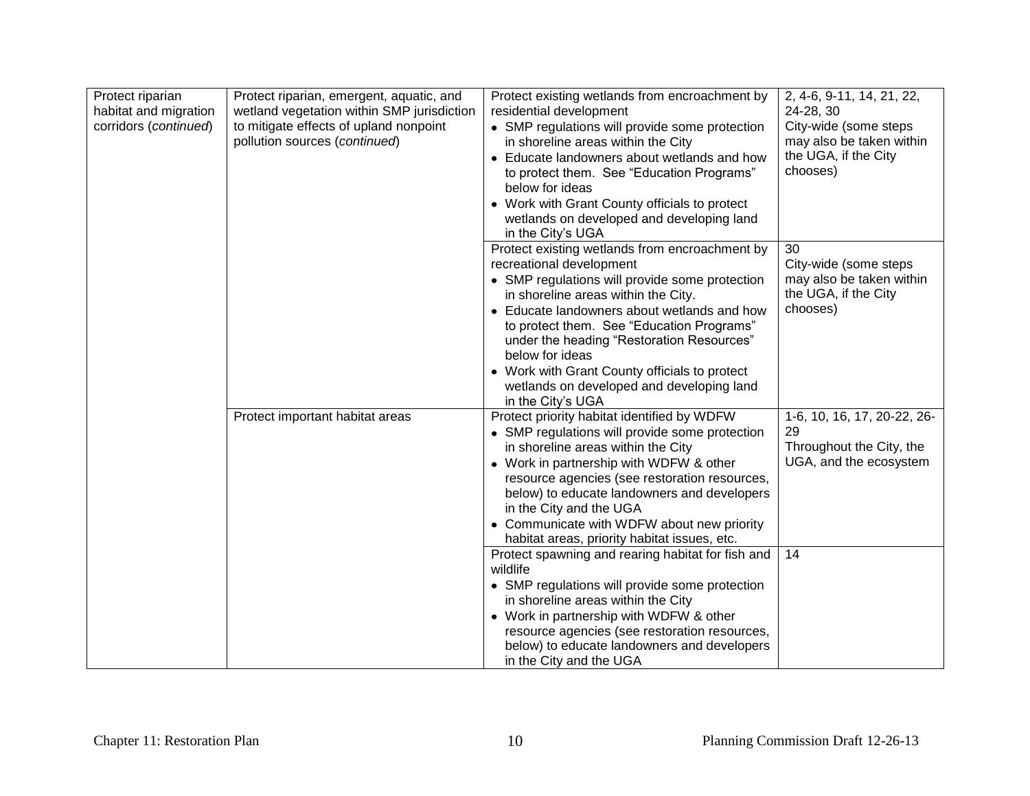| | | | |
|---|---|---|---|
| Protect riparian habitat and migration corridors (*continued*) | Protect riparian, emergent, aquatic, and wetland vegetation within SMP jurisdiction to mitigate effects of upland nonpoint pollution sources (*continued*) | Protect existing wetlands from encroachment by residential development<br>• SMP regulations will provide some protection in shoreline areas within the City<br>• Educate landowners about wetlands and how to protect them. See "Education Programs" below for ideas<br>• Work with Grant County officials to protect wetlands on developed and developing land in the City's UGA | 2, 4-6, 9-11, 14, 21, 22, 24-28, 30<br>City-wide (some steps may also be taken within the UGA, if the City chooses) |
| | | Protect existing wetlands from encroachment by recreational development<br>• SMP regulations will provide some protection in shoreline areas within the City.<br>• Educate landowners about wetlands and how to protect them. See "Education Programs" under the heading "Restoration Resources" below for ideas<br>• Work with Grant County officials to protect wetlands on developed and developing land in the City's UGA | 30<br>City-wide (some steps may also be taken within the UGA, if the City chooses) |
| | Protect important habitat areas | Protect priority habitat identified by WDFW<br>• SMP regulations will provide some protection in shoreline areas within the City<br>• Work in partnership with WDFW & other resource agencies (see restoration resources, below) to educate landowners and developers in the City and the UGA<br>• Communicate with WDFW about new priority habitat areas, priority habitat issues, etc. | 1-6, 10, 16, 17, 20-22, 26-29<br>Throughout the City, the UGA, and the ecosystem |
| | | Protect spawning and rearing habitat for fish and wildlife<br>• SMP regulations will provide some protection in shoreline areas within the City<br>• Work in partnership with WDFW & other resource agencies (see restoration resources, below) to educate landowners and developers in the City and the UGA | 14 |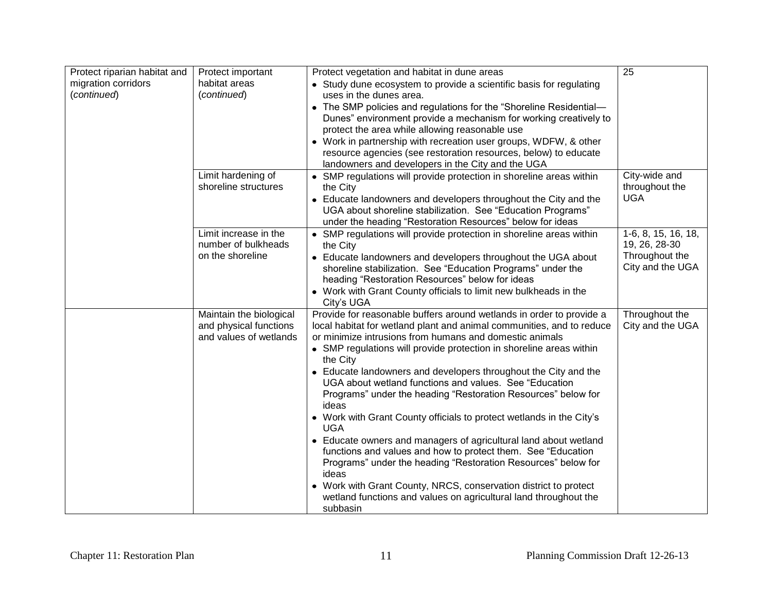| | | | |
|---|---|---|---|
| Protect riparian habitat and migration corridors (*continued*) | Protect important habitat areas (*continued*) | Protect vegetation and habitat in dune areas<br>• Study dune ecosystem to provide a scientific basis for regulating uses in the dunes area.<br>• The SMP policies and regulations for the "Shoreline Residential—Dunes" environment provide a mechanism for working creatively to protect the area while allowing reasonable use<br>• Work in partnership with recreation user groups, WDFW, & other resource agencies (see restoration resources, below) to educate landowners and developers in the City and the UGA | 25 |
| | Limit hardening of shoreline structures | • SMP regulations will provide protection in shoreline areas within the City<br>• Educate landowners and developers throughout the City and the UGA about shoreline stabilization. See "Education Programs" under the heading "Restoration Resources" below for ideas | City-wide and throughout the UGA |
| | Limit increase in the number of bulkheads on the shoreline | • SMP regulations will provide protection in shoreline areas within the City<br>• Educate landowners and developers throughout the UGA about shoreline stabilization. See "Education Programs" under the heading "Restoration Resources" below for ideas<br>• Work with Grant County officials to limit new bulkheads in the City's UGA | 1-6, 8, 15, 16, 18, 19, 26, 28-30 Throughout the City and the UGA |
| | Maintain the biological and physical functions and values of wetlands | Provide for reasonable buffers around wetlands in order to provide a local habitat for wetland plant and animal communities, and to reduce or minimize intrusions from humans and domestic animals<br>• SMP regulations will provide protection in shoreline areas within the City<br>• Educate landowners and developers throughout the City and the UGA about wetland functions and values. See "Education Programs" under the heading "Restoration Resources" below for ideas<br>• Work with Grant County officials to protect wetlands in the City's UGA<br>• Educate owners and managers of agricultural land about wetland functions and values and how to protect them. See "Education Programs" under the heading "Restoration Resources" below for ideas<br>• Work with Grant County, NRCS, conservation district to protect wetland functions and values on agricultural land throughout the subbasin | Throughout the City and the UGA |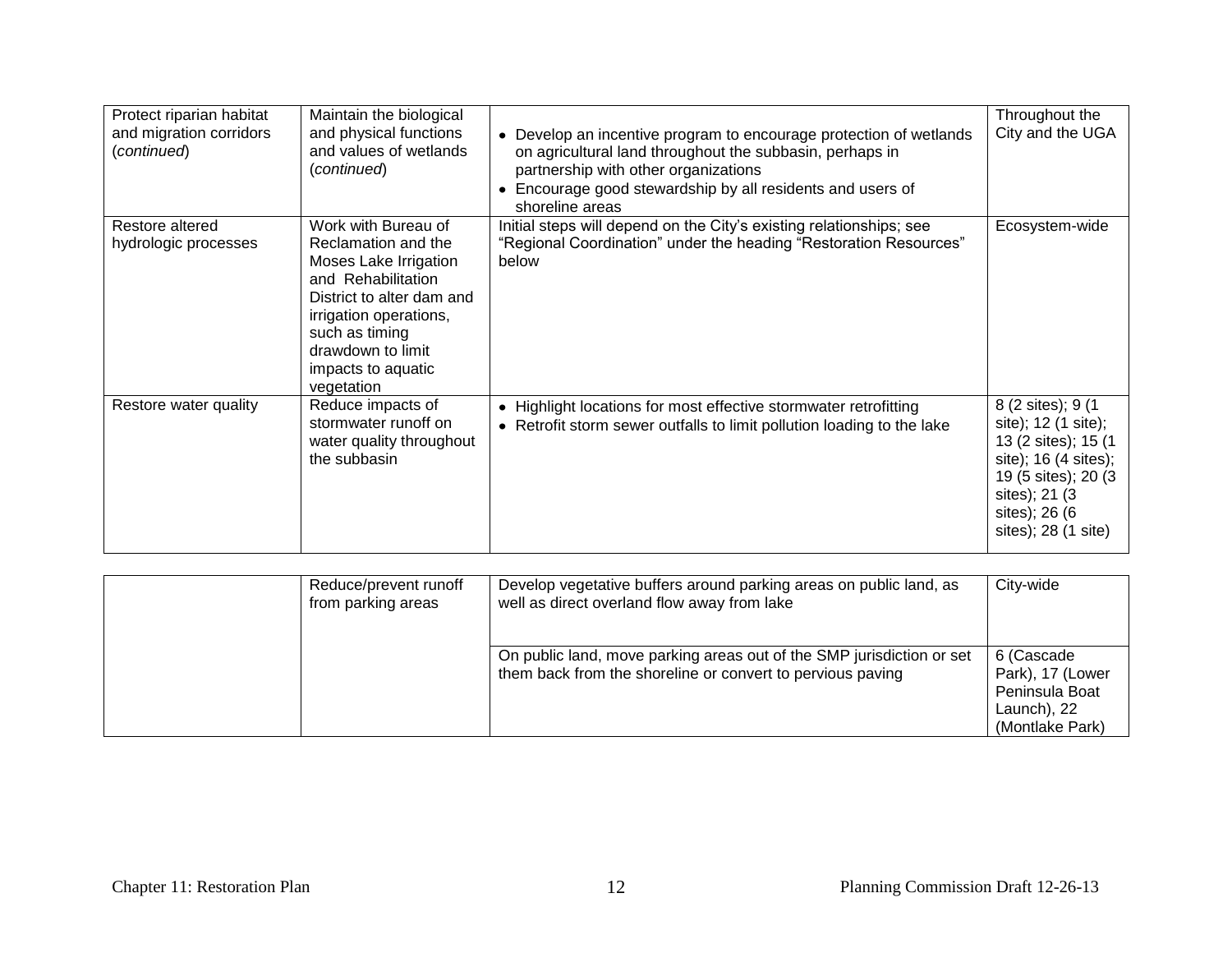| | | | |
|---|---|---|---|
| Protect riparian habitat and migration corridors (*continued*) | Maintain the biological and physical functions and values of wetlands (*continued*) | • Develop an incentive program to encourage protection of wetlands on agricultural land throughout the subbasin, perhaps in partnership with other organizations<br>• Encourage good stewardship by all residents and users of shoreline areas | Throughout the City and the UGA |
| Restore altered hydrologic processes | Work with Bureau of Reclamation and the Moses Lake Irrigation and Rehabilitation District to alter dam and irrigation operations, such as timing drawdown to limit impacts to aquatic vegetation | Initial steps will depend on the City's existing relationships; see "Regional Coordination" under the heading "Restoration Resources" below | Ecosystem-wide |
| Restore water quality | Reduce impacts of stormwater runoff on water quality throughout the subbasin | • Highlight locations for most effective stormwater retrofitting<br>• Retrofit storm sewer outfalls to limit pollution loading to the lake | 8 (2 sites); 9 (1 site); 12 (1 site); 13 (2 sites); 15 (1 site); 16 (4 sites); 19 (5 sites); 20 (3 sites); 21 (3 sites); 26 (6 sites); 28 (1 site) |
| | Reduce/prevent runoff from parking areas | Develop vegetative buffers around parking areas on public land, as well as direct overland flow away from lake | City-wide |
| | | On public land, move parking areas out of the SMP jurisdiction or set them back from the shoreline or convert to pervious paving | 6 (Cascade Park), 17 (Lower Peninsula Boat Launch), 22 (Montlake Park) |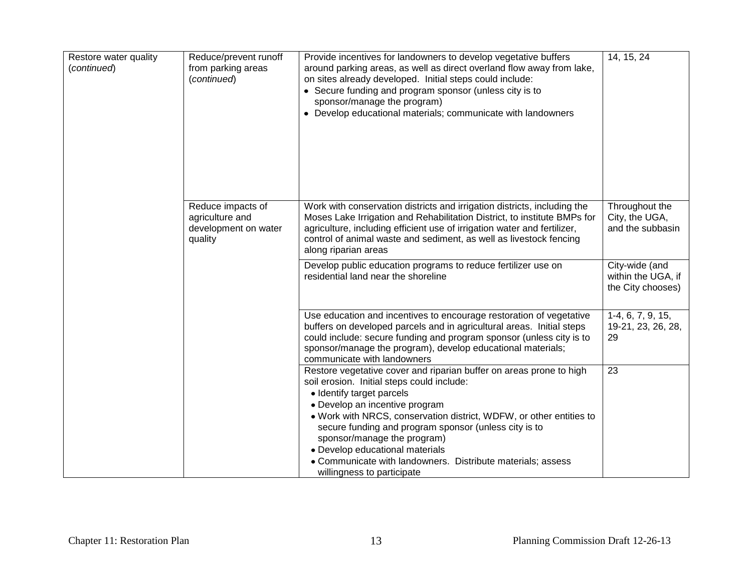| Restore water quality (*continued*) | Reduce/prevent runoff from parking areas (*continued*) | Provide incentives for landowners to develop vegetative buffers around parking areas, as well as direct overland flow away from lake, on sites already developed. Initial steps could include:<br>• Secure funding and program sponsor (unless city is to sponsor/manage the program)<br>• Develop educational materials; communicate with landowners | 14, 15, 24 |
|---|---|---|---|
| | Reduce impacts of agriculture and development on water quality | Work with conservation districts and irrigation districts, including the Moses Lake Irrigation and Rehabilitation District, to institute BMPs for agriculture, including efficient use of irrigation water and fertilizer, control of animal waste and sediment, as well as livestock fencing along riparian areas | Throughout the City, the UGA, and the subbasin |
| | | Develop public education programs to reduce fertilizer use on residential land near the shoreline | City-wide (and within the UGA, if the City chooses) |
| | | Use education and incentives to encourage restoration of vegetative buffers on developed parcels and in agricultural areas. Initial steps could include: secure funding and program sponsor (unless city is to sponsor/manage the program), develop educational materials; communicate with landowners | 1-4, 6, 7, 9, 15, 19-21, 23, 26, 28, 29 |
| | | Restore vegetative cover and riparian buffer on areas prone to high soil erosion. Initial steps could include:<br>• Identify target parcels<br>• Develop an incentive program<br>• Work with NRCS, conservation district, WDFW, or other entities to secure funding and program sponsor (unless city is to sponsor/manage the program)<br>• Develop educational materials<br>• Communicate with landowners. Distribute materials; assess willingness to participate | 23 |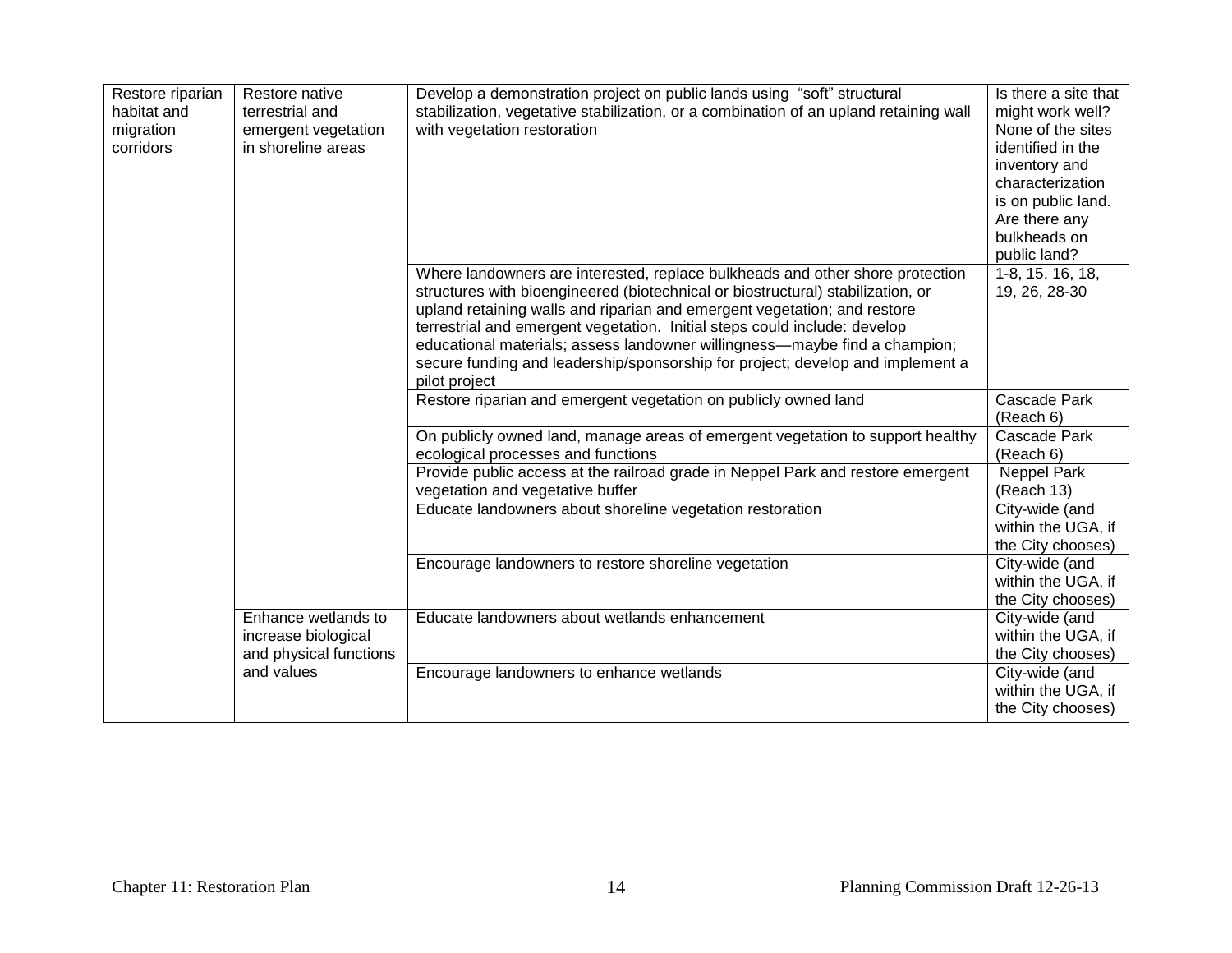| Restore riparian habitat and migration corridors | Restore native terrestrial and emergent vegetation in shoreline areas | Develop a demonstration project on public lands using "soft" structural stabilization, vegetative stabilization, or a combination of an upland retaining wall with vegetation restoration | Is there a site that might work well? None of the sites identified in the inventory and characterization is on public land. Are there any bulkheads on public land? |
|---|---|---|---|
| | | Where landowners are interested, replace bulkheads and other shore protection structures with bioengineered (biotechnical or biostructural) stabilization, or upland retaining walls and riparian and emergent vegetation; and restore terrestrial and emergent vegetation. Initial steps could include: develop educational materials; assess landowner willingness—maybe find a champion; secure funding and leadership/sponsorship for project; develop and implement a pilot project | 1-8, 15, 16, 18, 19, 26, 28-30 |
| | | Restore riparian and emergent vegetation on publicly owned land | Cascade Park (Reach 6) |
| | | On publicly owned land, manage areas of emergent vegetation to support healthy ecological processes and functions | Cascade Park (Reach 6) |
| | | Provide public access at the railroad grade in Neppel Park and restore emergent vegetation and vegetative buffer | Neppel Park (Reach 13) |
| | | Educate landowners about shoreline vegetation restoration | City-wide (and within the UGA, if the City chooses) |
| | | Encourage landowners to restore shoreline vegetation | City-wide (and within the UGA, if the City chooses) |
| | Enhance wetlands to increase biological and physical functions and values | Educate landowners about wetlands enhancement | City-wide (and within the UGA, if the City chooses) |
| | | Encourage landowners to enhance wetlands | City-wide (and within the UGA, if the City chooses) |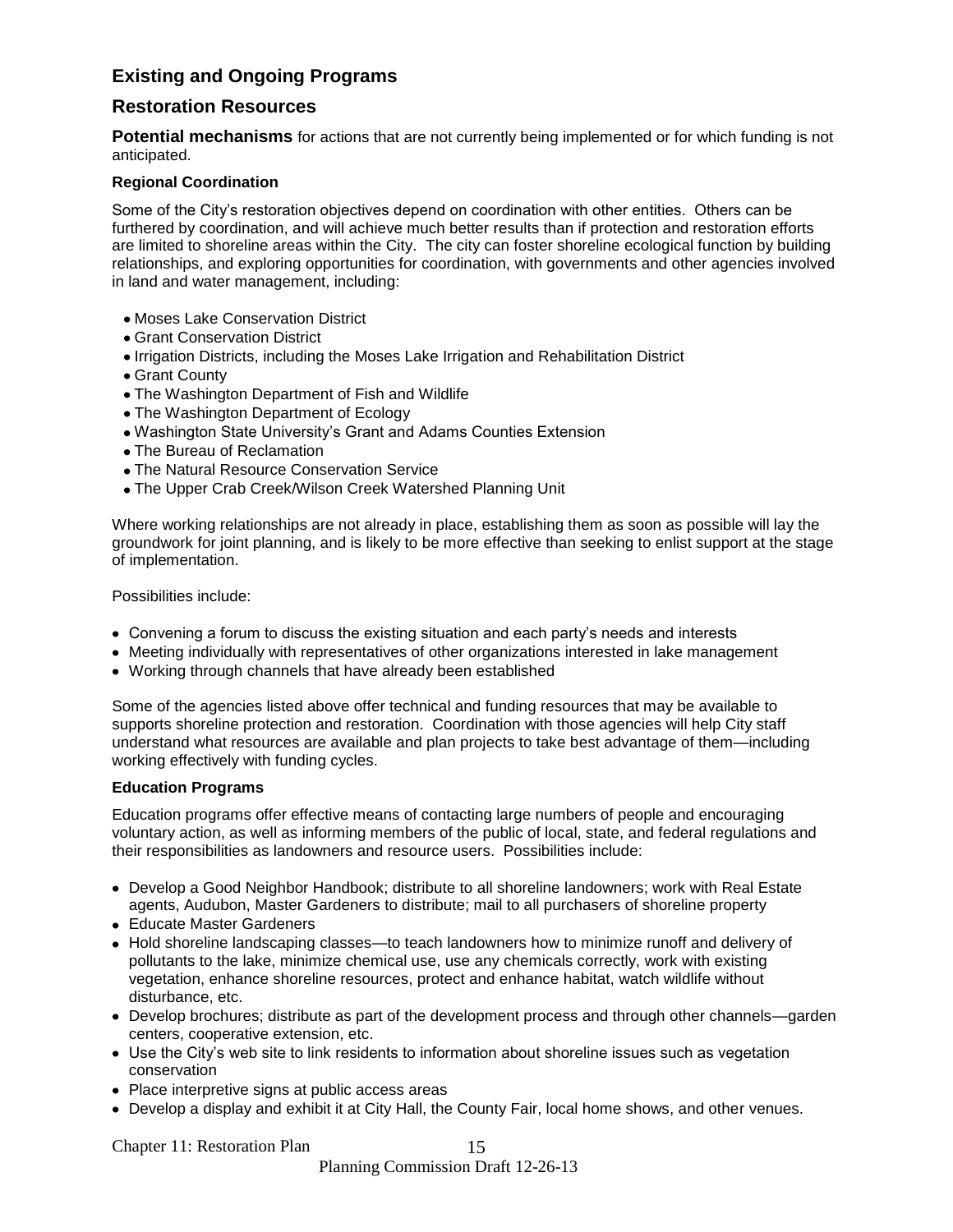## Existing and Ongoing Programs

## Restoration Resources

**Potential mechanisms** for actions that are not currently being implemented or for which funding is not anticipated.

#### Regional Coordination

Some of the City's restoration objectives depend on coordination with other entities. Others can be furthered by coordination, and will achieve much better results than if protection and restoration efforts are limited to shoreline areas within the City. The city can foster shoreline ecological function by building relationships, and exploring opportunities for coordination, with governments and other agencies involved in land and water management, including:

- Moses Lake Conservation District
- Grant Conservation District
- Irrigation Districts, including the Moses Lake Irrigation and Rehabilitation District
- Grant County
- The Washington Department of Fish and Wildlife
- The Washington Department of Ecology
- Washington State University's Grant and Adams Counties Extension
- The Bureau of Reclamation
- The Natural Resource Conservation Service
- The Upper Crab Creek/Wilson Creek Watershed Planning Unit

Where working relationships are not already in place, establishing them as soon as possible will lay the groundwork for joint planning, and is likely to be more effective than seeking to enlist support at the stage of implementation.

Possibilities include:

- Convening a forum to discuss the existing situation and each party's needs and interests
- Meeting individually with representatives of other organizations interested in lake management
- Working through channels that have already been established

Some of the agencies listed above offer technical and funding resources that may be available to supports shoreline protection and restoration. Coordination with those agencies will help City staff understand what resources are available and plan projects to take best advantage of them—including working effectively with funding cycles.

#### Education Programs

Education programs offer effective means of contacting large numbers of people and encouraging voluntary action, as well as informing members of the public of local, state, and federal regulations and their responsibilities as landowners and resource users. Possibilities include:

- Develop a Good Neighbor Handbook; distribute to all shoreline landowners; work with Real Estate agents, Audubon, Master Gardeners to distribute; mail to all purchasers of shoreline property
- Educate Master Gardeners
- Hold shoreline landscaping classes—to teach landowners how to minimize runoff and delivery of pollutants to the lake, minimize chemical use, use any chemicals correctly, work with existing vegetation, enhance shoreline resources, protect and enhance habitat, watch wildlife without disturbance, etc.
- Develop brochures; distribute as part of the development process and through other channels—garden centers, cooperative extension, etc.
- Use the City's web site to link residents to information about shoreline issues such as vegetation conservation
- Place interpretive signs at public access areas
- Develop a display and exhibit it at City Hall, the County Fair, local home shows, and other venues.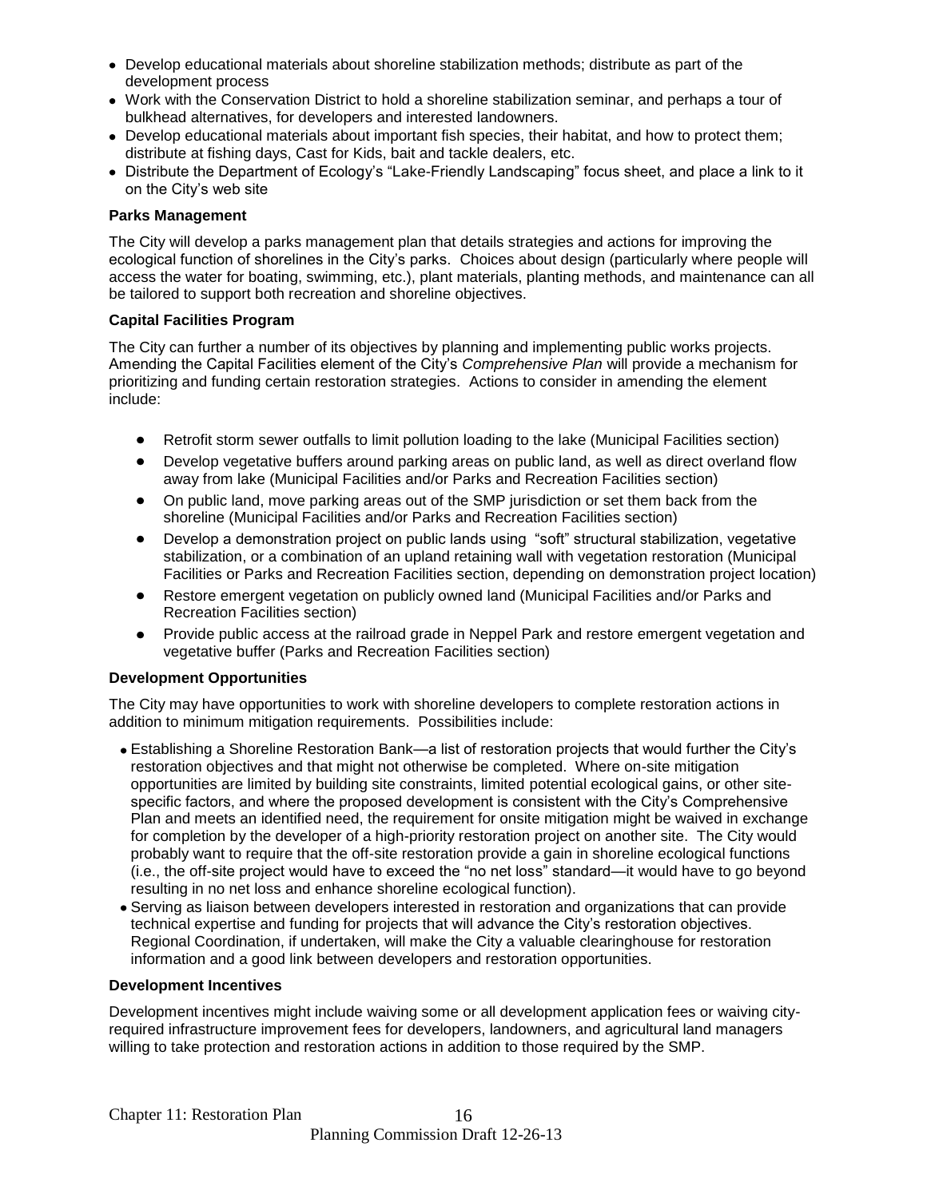- Develop educational materials about shoreline stabilization methods; distribute as part of the development process
- Work with the Conservation District to hold a shoreline stabilization seminar, and perhaps a tour of bulkhead alternatives, for developers and interested landowners.
- Develop educational materials about important fish species, their habitat, and how to protect them; distribute at fishing days, Cast for Kids, bait and tackle dealers, etc.
- Distribute the Department of Ecology's "Lake-Friendly Landscaping" focus sheet, and place a link to it on the City's web site

**Parks Management**

The City will develop a parks management plan that details strategies and actions for improving the ecological function of shorelines in the City's parks. Choices about design (particularly where people will access the water for boating, swimming, etc.), plant materials, planting methods, and maintenance can all be tailored to support both recreation and shoreline objectives.

**Capital Facilities Program**

The City can further a number of its objectives by planning and implementing public works projects. Amending the Capital Facilities element of the City's *Comprehensive Plan* will provide a mechanism for prioritizing and funding certain restoration strategies. Actions to consider in amending the element include:

- Retrofit storm sewer outfalls to limit pollution loading to the lake (Municipal Facilities section)
- Develop vegetative buffers around parking areas on public land, as well as direct overland flow away from lake (Municipal Facilities and/or Parks and Recreation Facilities section)
- On public land, move parking areas out of the SMP jurisdiction or set them back from the shoreline (Municipal Facilities and/or Parks and Recreation Facilities section)
- Develop a demonstration project on public lands using "soft" structural stabilization, vegetative stabilization, or a combination of an upland retaining wall with vegetation restoration (Municipal Facilities or Parks and Recreation Facilities section, depending on demonstration project location)
- Restore emergent vegetation on publicly owned land (Municipal Facilities and/or Parks and Recreation Facilities section)
- Provide public access at the railroad grade in Neppel Park and restore emergent vegetation and vegetative buffer (Parks and Recreation Facilities section)

**Development Opportunities**

The City may have opportunities to work with shoreline developers to complete restoration actions in addition to minimum mitigation requirements. Possibilities include:

- Establishing a Shoreline Restoration Bank—a list of restoration projects that would further the City's restoration objectives and that might not otherwise be completed. Where on-site mitigation opportunities are limited by building site constraints, limited potential ecological gains, or other site-specific factors, and where the proposed development is consistent with the City's Comprehensive Plan and meets an identified need, the requirement for onsite mitigation might be waived in exchange for completion by the developer of a high-priority restoration project on another site. The City would probably want to require that the off-site restoration provide a gain in shoreline ecological functions (i.e., the off-site project would have to exceed the "no net loss" standard—it would have to go beyond resulting in no net loss and enhance shoreline ecological function).
- Serving as liaison between developers interested in restoration and organizations that can provide technical expertise and funding for projects that will advance the City's restoration objectives. Regional Coordination, if undertaken, will make the City a valuable clearinghouse for restoration information and a good link between developers and restoration opportunities.

**Development Incentives**

Development incentives might include waiving some or all development application fees or waiving city-required infrastructure improvement fees for developers, landowners, and agricultural land managers willing to take protection and restoration actions in addition to those required by the SMP.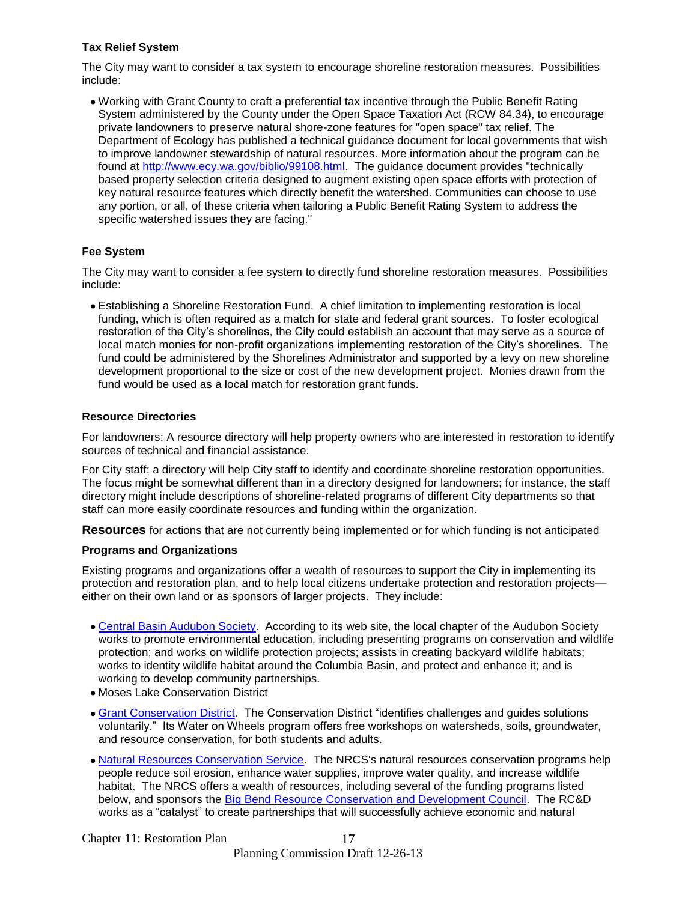### Tax Relief System

The City may want to consider a tax system to encourage shoreline restoration measures. Possibilities include:

- Working with Grant County to craft a preferential tax incentive through the Public Benefit Rating System administered by the County under the Open Space Taxation Act (RCW 84.34), to encourage private landowners to preserve natural shore-zone features for "open space" tax relief. The Department of Ecology has published a technical guidance document for local governments that wish to improve landowner stewardship of natural resources. More information about the program can be found at [http://www.ecy.wa.gov/biblio/99108.html](http://www.ecy.wa.gov/biblio/99108.html). The guidance document provides "technically based property selection criteria designed to augment existing open space efforts with protection of key natural resource features which directly benefit the watershed. Communities can choose to use any portion, or all, of these criteria when tailoring a Public Benefit Rating System to address the specific watershed issues they are facing."

### Fee System

The City may want to consider a fee system to directly fund shoreline restoration measures. Possibilities include:

- Establishing a Shoreline Restoration Fund. A chief limitation to implementing restoration is local funding, which is often required as a match for state and federal grant sources. To foster ecological restoration of the City's shorelines, the City could establish an account that may serve as a source of local match monies for non-profit organizations implementing restoration of the City's shorelines. The fund could be administered by the Shorelines Administrator and supported by a levy on new shoreline development proportional to the size or cost of the new development project. Monies drawn from the fund would be used as a local match for restoration grant funds.

### Resource Directories

For landowners: A resource directory will help property owners who are interested in restoration to identify sources of technical and financial assistance.

For City staff: a directory will help City staff to identify and coordinate shoreline restoration opportunities. The focus might be somewhat different than in a directory designed for landowners; for instance, the staff directory might include descriptions of shoreline-related programs of different City departments so that staff can more easily coordinate resources and funding within the organization.

**Resources** for actions that are not currently being implemented or for which funding is not anticipated

### Programs and Organizations

Existing programs and organizations offer a wealth of resources to support the City in implementing its protection and restoration plan, and to help local citizens undertake protection and restoration projects—either on their own land or as sponsors of larger projects. They include:

- Central Basin Audubon Society. According to its web site, the local chapter of the Audubon Society works to promote environmental education, including presenting programs on conservation and wildlife protection; and works on wildlife protection projects; assists in creating backyard wildlife habitats; works to identity wildlife habitat around the Columbia Basin, and protect and enhance it; and is working to develop community partnerships.
- Moses Lake Conservation District
- Grant Conservation District. The Conservation District "identifies challenges and guides solutions voluntarily." Its Water on Wheels program offers free workshops on watersheds, soils, groundwater, and resource conservation, for both students and adults.
- Natural Resources Conservation Service. The NRCS's natural resources conservation programs help people reduce soil erosion, enhance water supplies, improve water quality, and increase wildlife habitat. The NRCS offers a wealth of resources, including several of the funding programs listed below, and sponsors the Big Bend Resource Conservation and Development Council. The RC&D works as a "catalyst" to create partnerships that will successfully achieve economic and natural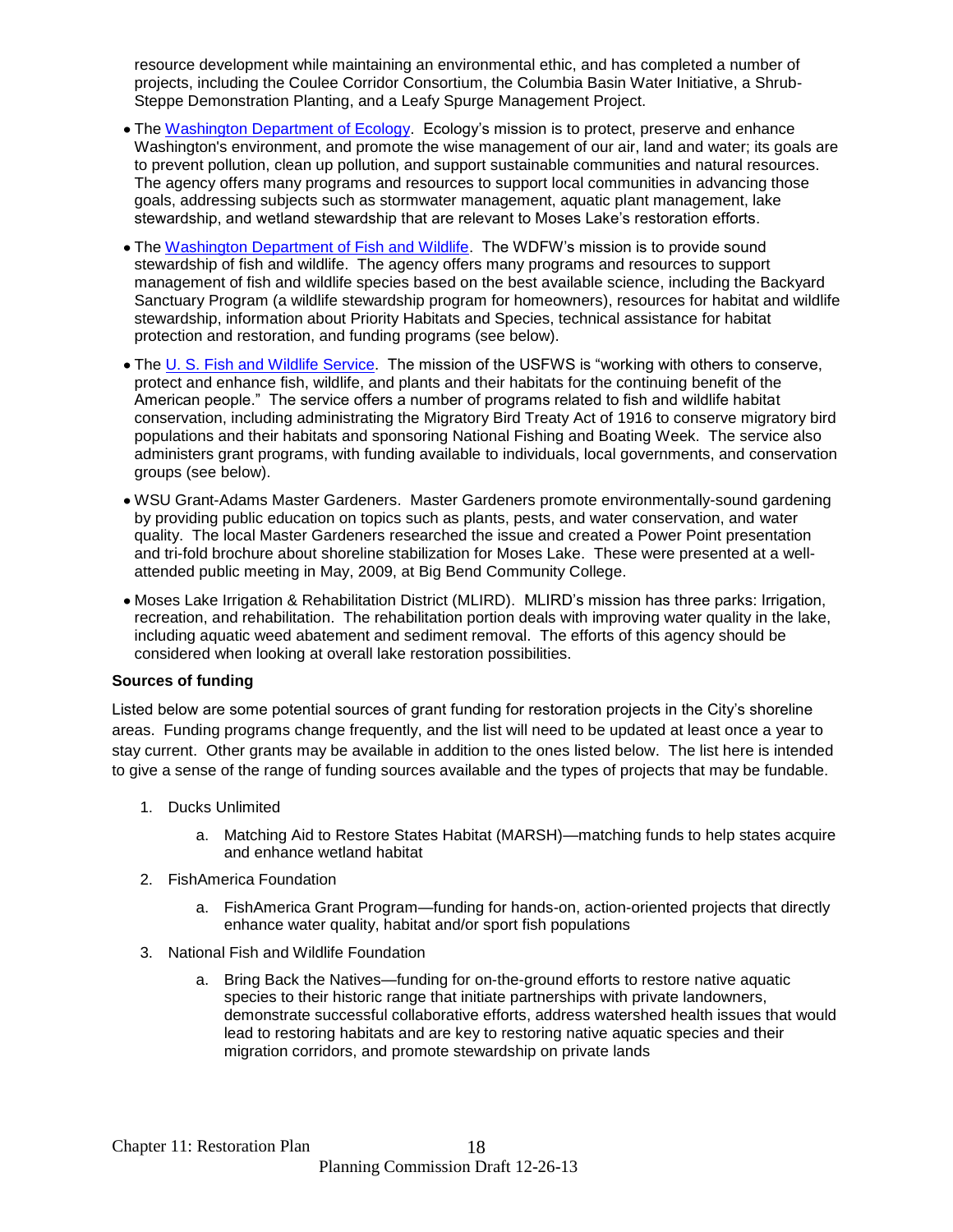resource development while maintaining an environmental ethic, and has completed a number of projects, including the Coulee Corridor Consortium, the Columbia Basin Water Initiative, a Shrub-Steppe Demonstration Planting, and a Leafy Spurge Management Project.

- The Washington Department of Ecology. Ecology's mission is to protect, preserve and enhance Washington's environment, and promote the wise management of our air, land and water; its goals are to prevent pollution, clean up pollution, and support sustainable communities and natural resources. The agency offers many programs and resources to support local communities in advancing those goals, addressing subjects such as stormwater management, aquatic plant management, lake stewardship, and wetland stewardship that are relevant to Moses Lake's restoration efforts.
- The Washington Department of Fish and Wildlife. The WDFW's mission is to provide sound stewardship of fish and wildlife. The agency offers many programs and resources to support management of fish and wildlife species based on the best available science, including the Backyard Sanctuary Program (a wildlife stewardship program for homeowners), resources for habitat and wildlife stewardship, information about Priority Habitats and Species, technical assistance for habitat protection and restoration, and funding programs (see below).
- The U. S. Fish and Wildlife Service. The mission of the USFWS is "working with others to conserve, protect and enhance fish, wildlife, and plants and their habitats for the continuing benefit of the American people." The service offers a number of programs related to fish and wildlife habitat conservation, including administrating the Migratory Bird Treaty Act of 1916 to conserve migratory bird populations and their habitats and sponsoring National Fishing and Boating Week. The service also administers grant programs, with funding available to individuals, local governments, and conservation groups (see below).
- WSU Grant-Adams Master Gardeners. Master Gardeners promote environmentally-sound gardening by providing public education on topics such as plants, pests, and water conservation, and water quality. The local Master Gardeners researched the issue and created a Power Point presentation and tri-fold brochure about shoreline stabilization for Moses Lake. These were presented at a well-attended public meeting in May, 2009, at Big Bend Community College.
- Moses Lake Irrigation & Rehabilitation District (MLIRD). MLIRD's mission has three parks: Irrigation, recreation, and rehabilitation. The rehabilitation portion deals with improving water quality in the lake, including aquatic weed abatement and sediment removal. The efforts of this agency should be considered when looking at overall lake restoration possibilities.

**Sources of funding**

Listed below are some potential sources of grant funding for restoration projects in the City's shoreline areas. Funding programs change frequently, and the list will need to be updated at least once a year to stay current. Other grants may be available in addition to the ones listed below. The list here is intended to give a sense of the range of funding sources available and the types of projects that may be fundable.

1. Ducks Unlimited
   a. Matching Aid to Restore States Habitat (MARSH)—matching funds to help states acquire and enhance wetland habitat
2. FishAmerica Foundation
   a. FishAmerica Grant Program—funding for hands-on, action-oriented projects that directly enhance water quality, habitat and/or sport fish populations
3. National Fish and Wildlife Foundation
   a. Bring Back the Natives—funding for on-the-ground efforts to restore native aquatic species to their historic range that initiate partnerships with private landowners, demonstrate successful collaborative efforts, address watershed health issues that would lead to restoring habitats and are key to restoring native aquatic species and their migration corridors, and promote stewardship on private lands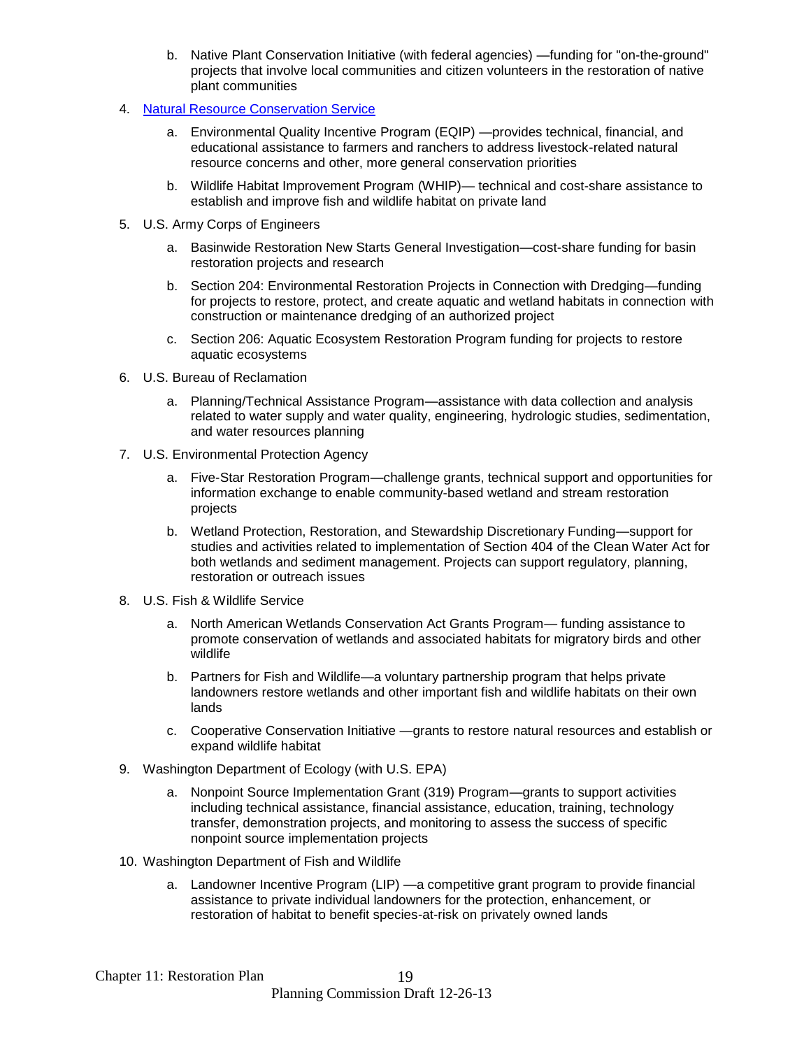b. Native Plant Conservation Initiative (with federal agencies) —funding for "on-the-ground" projects that involve local communities and citizen volunteers in the restoration of native plant communities

4. Natural Resource Conservation Service

   a. Environmental Quality Incentive Program (EQIP) —provides technical, financial, and educational assistance to farmers and ranchers to address livestock-related natural resource concerns and other, more general conservation priorities

   b. Wildlife Habitat Improvement Program (WHIP)— technical and cost-share assistance to establish and improve fish and wildlife habitat on private land

5. U.S. Army Corps of Engineers

   a. Basinwide Restoration New Starts General Investigation—cost-share funding for basin restoration projects and research

   b. Section 204: Environmental Restoration Projects in Connection with Dredging—funding for projects to restore, protect, and create aquatic and wetland habitats in connection with construction or maintenance dredging of an authorized project

   c. Section 206: Aquatic Ecosystem Restoration Program funding for projects to restore aquatic ecosystems

6. U.S. Bureau of Reclamation

   a. Planning/Technical Assistance Program—assistance with data collection and analysis related to water supply and water quality, engineering, hydrologic studies, sedimentation, and water resources planning

7. U.S. Environmental Protection Agency

   a. Five-Star Restoration Program—challenge grants, technical support and opportunities for information exchange to enable community-based wetland and stream restoration projects

   b. Wetland Protection, Restoration, and Stewardship Discretionary Funding—support for studies and activities related to implementation of Section 404 of the Clean Water Act for both wetlands and sediment management. Projects can support regulatory, planning, restoration or outreach issues

8. U.S. Fish & Wildlife Service

   a. North American Wetlands Conservation Act Grants Program— funding assistance to promote conservation of wetlands and associated habitats for migratory birds and other wildlife

   b. Partners for Fish and Wildlife—a voluntary partnership program that helps private landowners restore wetlands and other important fish and wildlife habitats on their own lands

   c. Cooperative Conservation Initiative —grants to restore natural resources and establish or expand wildlife habitat

9. Washington Department of Ecology (with U.S. EPA)

   a. Nonpoint Source Implementation Grant (319) Program—grants to support activities including technical assistance, financial assistance, education, training, technology transfer, demonstration projects, and monitoring to assess the success of specific nonpoint source implementation projects

10. Washington Department of Fish and Wildlife

   a. Landowner Incentive Program (LIP) —a competitive grant program to provide financial assistance to private individual landowners for the protection, enhancement, or restoration of habitat to benefit species-at-risk on privately owned lands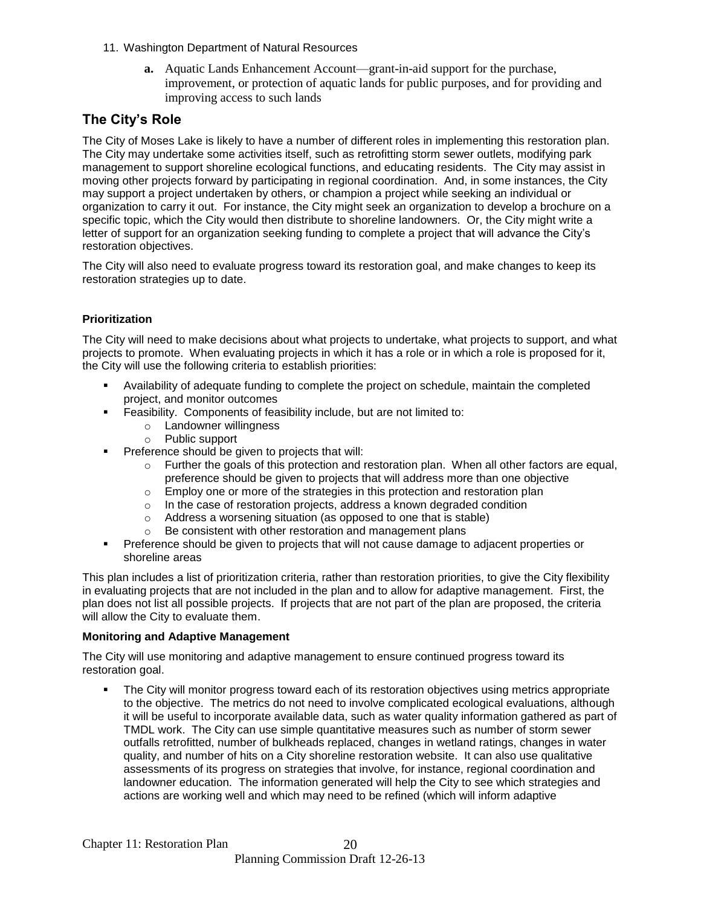11. Washington Department of Natural Resources
    a. Aquatic Lands Enhancement Account—grant-in-aid support for the purchase, improvement, or protection of aquatic lands for public purposes, and for providing and improving access to such lands

## The City's Role

The City of Moses Lake is likely to have a number of different roles in implementing this restoration plan. The City may undertake some activities itself, such as retrofitting storm sewer outlets, modifying park management to support shoreline ecological functions, and educating residents. The City may assist in moving other projects forward by participating in regional coordination. And, in some instances, the City may support a project undertaken by others, or champion a project while seeking an individual or organization to carry it out. For instance, the City might seek an organization to develop a brochure on a specific topic, which the City would then distribute to shoreline landowners. Or, the City might write a letter of support for an organization seeking funding to complete a project that will advance the City's restoration objectives.

The City will also need to evaluate progress toward its restoration goal, and make changes to keep its restoration strategies up to date.

### Prioritization

The City will need to make decisions about what projects to undertake, what projects to support, and what projects to promote. When evaluating projects in which it has a role or in which a role is proposed for it, the City will use the following criteria to establish priorities:

- Availability of adequate funding to complete the project on schedule, maintain the completed project, and monitor outcomes
- Feasibility. Components of feasibility include, but are not limited to:
  - Landowner willingness
  - Public support
- Preference should be given to projects that will:
  - Further the goals of this protection and restoration plan. When all other factors are equal, preference should be given to projects that will address more than one objective
  - Employ one or more of the strategies in this protection and restoration plan
  - In the case of restoration projects, address a known degraded condition
  - Address a worsening situation (as opposed to one that is stable)
  - Be consistent with other restoration and management plans
- Preference should be given to projects that will not cause damage to adjacent properties or shoreline areas

This plan includes a list of prioritization criteria, rather than restoration priorities, to give the City flexibility in evaluating projects that are not included in the plan and to allow for adaptive management. First, the plan does not list all possible projects. If projects that are not part of the plan are proposed, the criteria will allow the City to evaluate them.

### Monitoring and Adaptive Management

The City will use monitoring and adaptive management to ensure continued progress toward its restoration goal.

- The City will monitor progress toward each of its restoration objectives using metrics appropriate to the objective. The metrics do not need to involve complicated ecological evaluations, although it will be useful to incorporate available data, such as water quality information gathered as part of TMDL work. The City can use simple quantitative measures such as number of storm sewer outfalls retrofitted, number of bulkheads replaced, changes in wetland ratings, changes in water quality, and number of hits on a City shoreline restoration website. It can also use qualitative assessments of its progress on strategies that involve, for instance, regional coordination and landowner education. The information generated will help the City to see which strategies and actions are working well and which may need to be refined (which will inform adaptive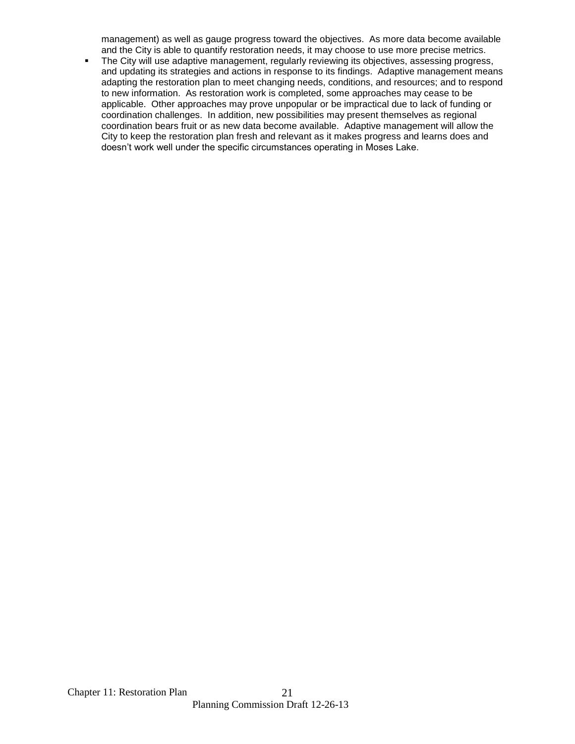management) as well as gauge progress toward the objectives. As more data become available and the City is able to quantify restoration needs, it may choose to use more precise metrics.

- The City will use adaptive management, regularly reviewing its objectives, assessing progress, and updating its strategies and actions in response to its findings. Adaptive management means adapting the restoration plan to meet changing needs, conditions, and resources; and to respond to new information. As restoration work is completed, some approaches may cease to be applicable. Other approaches may prove unpopular or be impractical due to lack of funding or coordination challenges. In addition, new possibilities may present themselves as regional coordination bears fruit or as new data become available. Adaptive management will allow the City to keep the restoration plan fresh and relevant as it makes progress and learns does and doesn't work well under the specific circumstances operating in Moses Lake.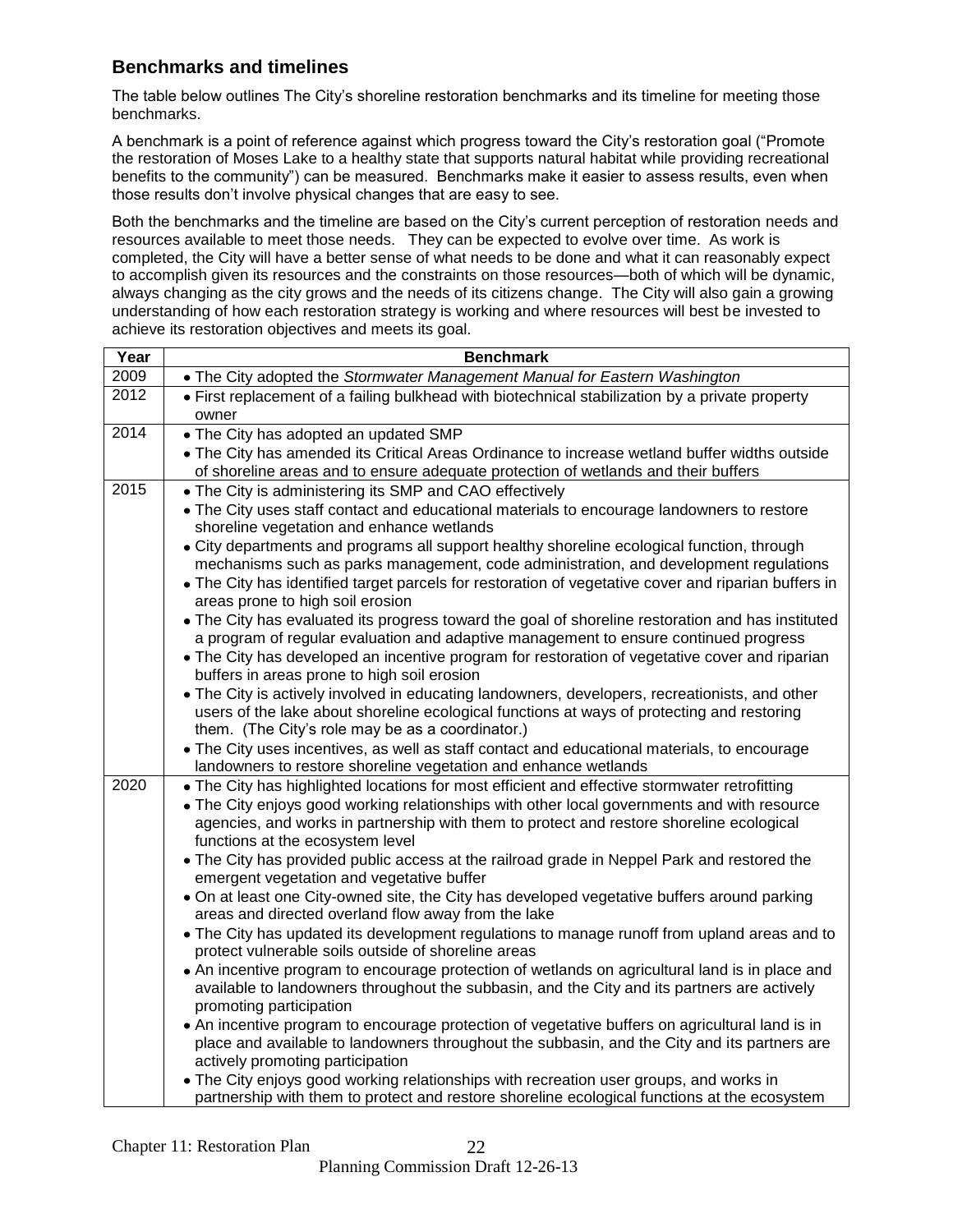## Benchmarks and timelines

The table below outlines The City's shoreline restoration benchmarks and its timeline for meeting those benchmarks.

A benchmark is a point of reference against which progress toward the City's restoration goal ("Promote the restoration of Moses Lake to a healthy state that supports natural habitat while providing recreational benefits to the community") can be measured. Benchmarks make it easier to assess results, even when those results don't involve physical changes that are easy to see.

Both the benchmarks and the timeline are based on the City's current perception of restoration needs and resources available to meet those needs. They can be expected to evolve over time. As work is completed, the City will have a better sense of what needs to be done and what it can reasonably expect to accomplish given its resources and the constraints on those resources—both of which will be dynamic, always changing as the city grows and the needs of its citizens change. The City will also gain a growing understanding of how each restoration strategy is working and where resources will best be invested to achieve its restoration objectives and meets its goal.

| Year | Benchmark |
|---|---|
| 2009 | • The City adopted the *Stormwater Management Manual for Eastern Washington* |
| 2012 | • First replacement of a failing bulkhead with biotechnical stabilization by a private property owner |
| 2014 | • The City has adopted an updated SMP<br>• The City has amended its Critical Areas Ordinance to increase wetland buffer widths outside of shoreline areas and to ensure adequate protection of wetlands and their buffers |
| 2015 | • The City is administering its SMP and CAO effectively<br>• The City uses staff contact and educational materials to encourage landowners to restore shoreline vegetation and enhance wetlands<br>• City departments and programs all support healthy shoreline ecological function, through mechanisms such as parks management, code administration, and development regulations<br>• The City has identified target parcels for restoration of vegetative cover and riparian buffers in areas prone to high soil erosion<br>• The City has evaluated its progress toward the goal of shoreline restoration and has instituted a program of regular evaluation and adaptive management to ensure continued progress<br>• The City has developed an incentive program for restoration of vegetative cover and riparian buffers in areas prone to high soil erosion<br>• The City is actively involved in educating landowners, developers, recreationists, and other users of the lake about shoreline ecological functions at ways of protecting and restoring them. (The City's role may be as a coordinator.)<br>• The City uses incentives, as well as staff contact and educational materials, to encourage landowners to restore shoreline vegetation and enhance wetlands |
| 2020 | • The City has highlighted locations for most efficient and effective stormwater retrofitting<br>• The City enjoys good working relationships with other local governments and with resource agencies, and works in partnership with them to protect and restore shoreline ecological functions at the ecosystem level<br>• The City has provided public access at the railroad grade in Neppel Park and restored the emergent vegetation and vegetative buffer<br>• On at least one City-owned site, the City has developed vegetative buffers around parking areas and directed overland flow away from the lake<br>• The City has updated its development regulations to manage runoff from upland areas and to protect vulnerable soils outside of shoreline areas<br>• An incentive program to encourage protection of wetlands on agricultural land is in place and available to landowners throughout the subbasin, and the City and its partners are actively promoting participation<br>• An incentive program to encourage protection of vegetative buffers on agricultural land is in place and available to landowners throughout the subbasin, and the City and its partners are actively promoting participation<br>• The City enjoys good working relationships with recreation user groups, and works in partnership with them to protect and restore shoreline ecological functions at the ecosystem |

Chapter 11: Restoration Plan

Planning Commission Draft 12-26-13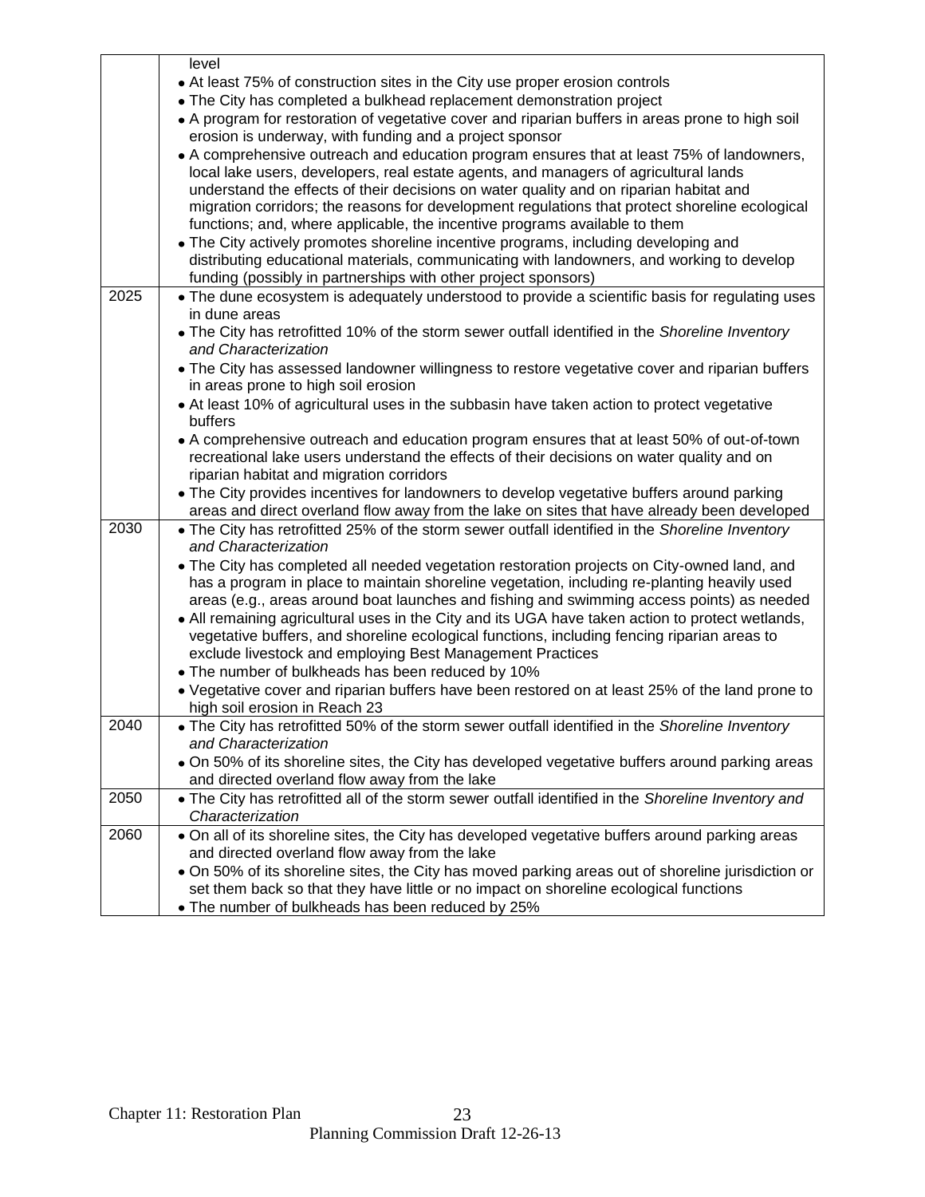| | |
|---|---|
| | level<br>• At least 75% of construction sites in the City use proper erosion controls<br>• The City has completed a bulkhead replacement demonstration project<br>• A program for restoration of vegetative cover and riparian buffers in areas prone to high soil erosion is underway, with funding and a project sponsor<br>• A comprehensive outreach and education program ensures that at least 75% of landowners, local lake users, developers, real estate agents, and managers of agricultural lands understand the effects of their decisions on water quality and on riparian habitat and migration corridors; the reasons for development regulations that protect shoreline ecological functions; and, where applicable, the incentive programs available to them<br>• The City actively promotes shoreline incentive programs, including developing and distributing educational materials, communicating with landowners, and working to develop funding (possibly in partnerships with other project sponsors) |
| 2025 | • The dune ecosystem is adequately understood to provide a scientific basis for regulating uses in dune areas<br>• The City has retrofitted 10% of the storm sewer outfall identified in the *Shoreline Inventory and Characterization*<br>• The City has assessed landowner willingness to restore vegetative cover and riparian buffers in areas prone to high soil erosion<br>• At least 10% of agricultural uses in the subbasin have taken action to protect vegetative buffers<br>• A comprehensive outreach and education program ensures that at least 50% of out-of-town recreational lake users understand the effects of their decisions on water quality and on riparian habitat and migration corridors<br>• The City provides incentives for landowners to develop vegetative buffers around parking areas and direct overland flow away from the lake on sites that have already been developed |
| 2030 | • The City has retrofitted 25% of the storm sewer outfall identified in the *Shoreline Inventory and Characterization*<br>• The City has completed all needed vegetation restoration projects on City-owned land, and has a program in place to maintain shoreline vegetation, including re-planting heavily used areas (e.g., areas around boat launches and fishing and swimming access points) as needed<br>• All remaining agricultural uses in the City and its UGA have taken action to protect wetlands, vegetative buffers, and shoreline ecological functions, including fencing riparian areas to exclude livestock and employing Best Management Practices<br>• The number of bulkheads has been reduced by 10%<br>• Vegetative cover and riparian buffers have been restored on at least 25% of the land prone to high soil erosion in Reach 23 |
| 2040 | • The City has retrofitted 50% of the storm sewer outfall identified in the *Shoreline Inventory and Characterization*<br>• On 50% of its shoreline sites, the City has developed vegetative buffers around parking areas and directed overland flow away from the lake |
| 2050 | • The City has retrofitted all of the storm sewer outfall identified in the *Shoreline Inventory and Characterization* |
| 2060 | • On all of its shoreline sites, the City has developed vegetative buffers around parking areas and directed overland flow away from the lake<br>• On 50% of its shoreline sites, the City has moved parking areas out of shoreline jurisdiction or set them back so that they have little or no impact on shoreline ecological functions<br>• The number of bulkheads has been reduced by 25% |